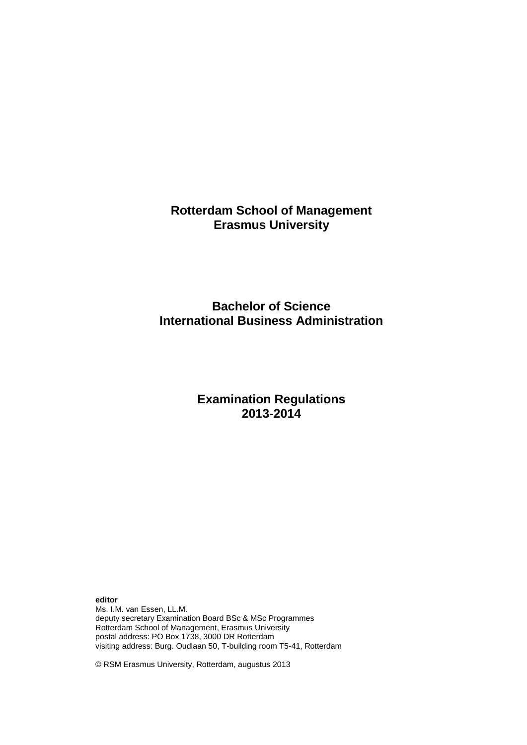# Rotterdam School of Management
# Erasmus University

## Bachelor of Science
## International Business Administration

## Examination Regulations
## 2013-2014

**editor**
Ms. I.M. van Essen, LL.M.
deputy secretary Examination Board BSc & MSc Programmes
Rotterdam School of Management, Erasmus University
postal address: PO Box 1738, 3000 DR Rotterdam
visiting address: Burg. Oudlaan 50, T-building room T5-41, Rotterdam

© RSM Erasmus University, Rotterdam, augustus 2013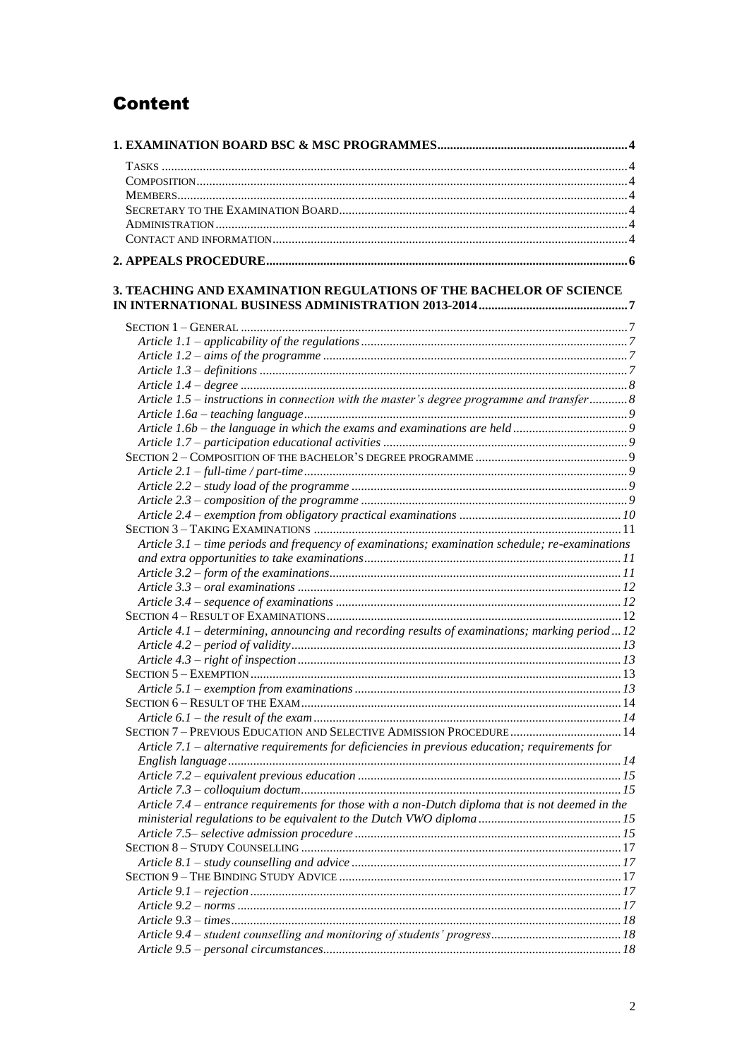# Content

**1. EXAMINATION BOARD BSC & MSC PROGRAMMES** ........ 4

- TASKS ........ 4
- COMPOSITION ........ 4
- MEMBERS ........ 4
- SECRETARY TO THE EXAMINATION BOARD ........ 4
- ADMINISTRATION ........ 4
- CONTACT AND INFORMATION ........ 4

**2. APPEALS PROCEDURE** ........ 6

**3. TEACHING AND EXAMINATION REGULATIONS OF THE BACHELOR OF SCIENCE IN INTERNATIONAL BUSINESS ADMINISTRATION 2013-2014** ........ 7

- SECTION 1 – GENERAL ........ 7
  - *Article 1.1 – applicability of the regulations* ........ 7
  - *Article 1.2 – aims of the programme* ........ 7
  - *Article 1.3 – definitions* ........ 7
  - *Article 1.4 – degree* ........ 8
  - *Article 1.5 – instructions in connection with the master's degree programme and transfer* ........ 8
  - *Article 1.6a – teaching language* ........ 9
  - *Article 1.6b – the language in which the exams and examinations are held* ........ 9
  - *Article 1.7 – participation educational activities* ........ 9
- SECTION 2 – COMPOSITION OF THE BACHELOR'S DEGREE PROGRAMME ........ 9
  - *Article 2.1 – full-time / part-time* ........ 9
  - *Article 2.2 – study load of the programme* ........ 9
  - *Article 2.3 – composition of the programme* ........ 9
  - *Article 2.4 – exemption from obligatory practical examinations* ........ 10
- SECTION 3 – TAKING EXAMINATIONS ........ 11
  - *Article 3.1 – time periods and frequency of examinations; examination schedule; re-examinations and extra opportunities to take examinations* ........ 11
  - *Article 3.2 – form of the examinations* ........ 11
  - *Article 3.3 – oral examinations* ........ 12
  - *Article 3.4 – sequence of examinations* ........ 12
- SECTION 4 – RESULT OF EXAMINATIONS ........ 12
  - *Article 4.1 – determining, announcing and recording results of examinations; marking period* ... 12
  - *Article 4.2 – period of validity* ........ 13
  - *Article 4.3 – right of inspection* ........ 13
- SECTION 5 – EXEMPTION ........ 13
  - *Article 5.1 – exemption from examinations* ........ 13
- SECTION 6 – RESULT OF THE EXAM ........ 14
  - *Article 6.1 – the result of the exam* ........ 14
- SECTION 7 – PREVIOUS EDUCATION AND SELECTIVE ADMISSION PROCEDURE ........ 14
  - *Article 7.1 – alternative requirements for deficiencies in previous education; requirements for English language* ........ 14
  - *Article 7.2 – equivalent previous education* ........ 15
  - *Article 7.3 – colloquium doctum* ........ 15
  - *Article 7.4 – entrance requirements for those with a non-Dutch diploma that is not deemed in the ministerial regulations to be equivalent to the Dutch VWO diploma* ........ 15
  - *Article 7.5– selective admission procedure* ........ 15
- SECTION 8 – STUDY COUNSELLING ........ 17
  - *Article 8.1 – study counselling and advice* ........ 17
- SECTION 9 – THE BINDING STUDY ADVICE ........ 17
  - *Article 9.1 – rejection* ........ 17
  - *Article 9.2 – norms* ........ 17
  - *Article 9.3 – times* ........ 18
  - *Article 9.4 – student counselling and monitoring of students' progress* ........ 18
  - *Article 9.5 – personal circumstances* ........ 18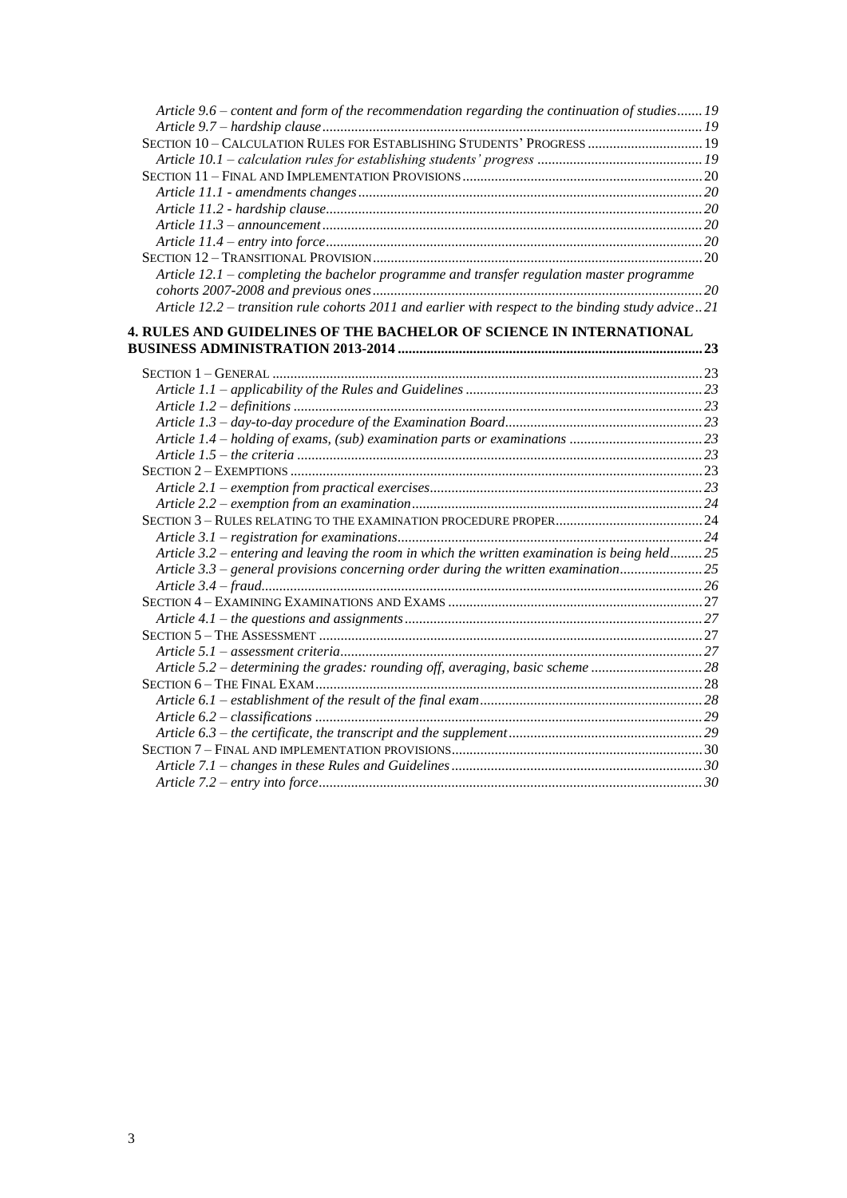*Article 9.6 – content and form of the recommendation regarding the continuation of studies* ....... 19
*Article 9.7 – hardship clause* ....... 19
SECTION 10 – CALCULATION RULES FOR ESTABLISHING STUDENTS' PROGRESS ....... 19
*Article 10.1 – calculation rules for establishing students' progress* ....... 19
SECTION 11 – FINAL AND IMPLEMENTATION PROVISIONS ....... 20
*Article 11.1 - amendments changes* ....... 20
*Article 11.2 - hardship clause* ....... 20
*Article 11.3 – announcement* ....... 20
*Article 11.4 – entry into force* ....... 20
SECTION 12 – TRANSITIONAL PROVISION ....... 20
*Article 12.1 – completing the bachelor programme and transfer regulation master programme cohorts 2007-2008 and previous ones* ....... 20
*Article 12.2 – transition rule cohorts 2011 and earlier with respect to the binding study advice* .. 21

**4. RULES AND GUIDELINES OF THE BACHELOR OF SCIENCE IN INTERNATIONAL BUSINESS ADMINISTRATION 2013-2014** ....... **23**

SECTION 1 – GENERAL ....... 23
*Article 1.1 – applicability of the Rules and Guidelines* ....... 23
*Article 1.2 – definitions* ....... 23
*Article 1.3 – day-to-day procedure of the Examination Board* ....... 23
*Article 1.4 – holding of exams, (sub) examination parts or examinations* ....... 23
*Article 1.5 – the criteria* ....... 23
SECTION 2 – EXEMPTIONS ....... 23
*Article 2.1 – exemption from practical exercises* ....... 23
*Article 2.2 – exemption from an examination* ....... 24
SECTION 3 – RULES RELATING TO THE EXAMINATION PROCEDURE PROPER ....... 24
*Article 3.1 – registration for examinations* ....... 24
*Article 3.2 – entering and leaving the room in which the written examination is being held* ....... 25
*Article 3.3 – general provisions concerning order during the written examination* ....... 25
*Article 3.4 – fraud* ....... 26
SECTION 4 – EXAMINING EXAMINATIONS AND EXAMS ....... 27
*Article 4.1 – the questions and assignments* ....... 27
SECTION 5 – THE ASSESSMENT ....... 27
*Article 5.1 – assessment criteria* ....... 27
*Article 5.2 – determining the grades: rounding off, averaging, basic scheme* ....... 28
SECTION 6 – THE FINAL EXAM ....... 28
*Article 6.1 – establishment of the result of the final exam* ....... 28
*Article 6.2 – classifications* ....... 29
*Article 6.3 – the certificate, the transcript and the supplement* ....... 29
SECTION 7 – FINAL AND IMPLEMENTATION PROVISIONS ....... 30
*Article 7.1 – changes in these Rules and Guidelines* ....... 30
*Article 7.2 – entry into force* ....... 30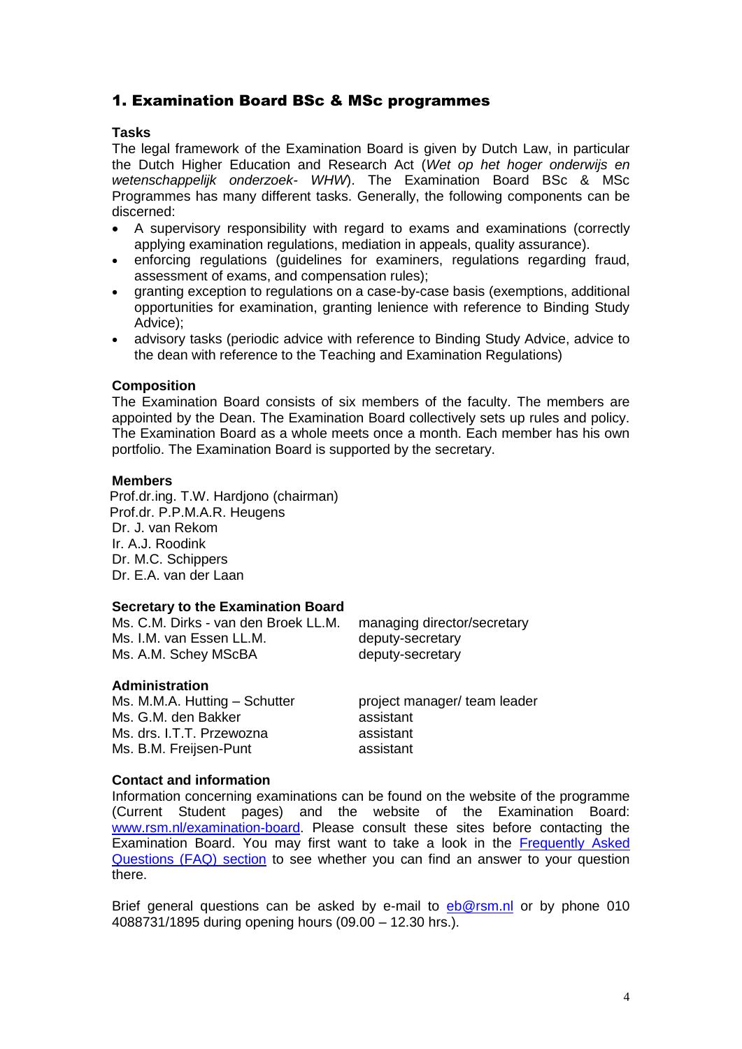## 1. Examination Board BSc & MSc programmes

**Tasks**

The legal framework of the Examination Board is given by Dutch Law, in particular the Dutch Higher Education and Research Act (*Wet op het hoger onderwijs en wetenschappelijk onderzoek- WHW*). The Examination Board BSc & MSc Programmes has many different tasks. Generally, the following components can be discerned:

- A supervisory responsibility with regard to exams and examinations (correctly applying examination regulations, mediation in appeals, quality assurance).
- enforcing regulations (guidelines for examiners, regulations regarding fraud, assessment of exams, and compensation rules);
- granting exception to regulations on a case-by-case basis (exemptions, additional opportunities for examination, granting lenience with reference to Binding Study Advice);
- advisory tasks (periodic advice with reference to Binding Study Advice, advice to the dean with reference to the Teaching and Examination Regulations)

**Composition**

The Examination Board consists of six members of the faculty. The members are appointed by the Dean. The Examination Board collectively sets up rules and policy. The Examination Board as a whole meets once a month. Each member has his own portfolio. The Examination Board is supported by the secretary.

**Members**

Prof.dr.ing. T.W. Hardjono (chairman)
Prof.dr. P.P.M.A.R. Heugens
Dr. J. van Rekom
Ir. A.J. Roodink
Dr. M.C. Schippers
Dr. E.A. van der Laan

**Secretary to the Examination Board**

| | |
|---|---|
| Ms. C.M. Dirks - van den Broek LL.M. | managing director/secretary |
| Ms. I.M. van Essen LL.M. | deputy-secretary |
| Ms. A.M. Schey MScBA | deputy-secretary |

**Administration**

| | |
|---|---|
| Ms. M.M.A. Hutting – Schutter | project manager/ team leader |
| Ms. G.M. den Bakker | assistant |
| Ms. drs. I.T.T. Przewozna | assistant |
| Ms. B.M. Freijsen-Punt | assistant |

**Contact and information**

Information concerning examinations can be found on the website of the programme (Current Student pages) and the website of the Examination Board: www.rsm.nl/examination-board. Please consult these sites before contacting the Examination Board. You may first want to take a look in the Frequently Asked Questions (FAQ) section to see whether you can find an answer to your question there.

Brief general questions can be asked by e-mail to eb@rsm.nl or by phone 010 4088731/1895 during opening hours (09.00 – 12.30 hrs.).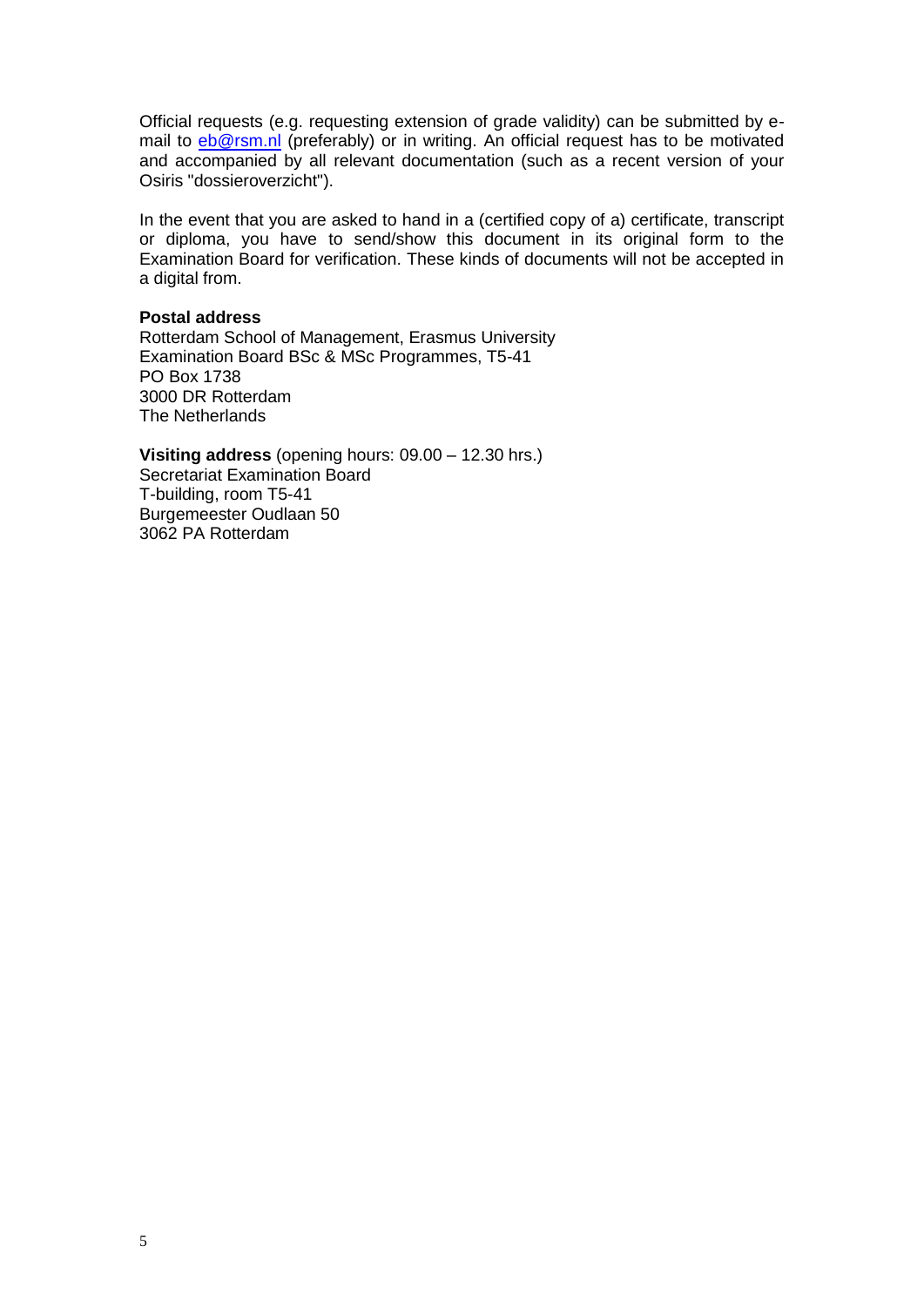Official requests (e.g. requesting extension of grade validity) can be submitted by e-mail to eb@rsm.nl (preferably) or in writing. An official request has to be motivated and accompanied by all relevant documentation (such as a recent version of your Osiris "dossieroverzicht").

In the event that you are asked to hand in a (certified copy of a) certificate, transcript or diploma, you have to send/show this document in its original form to the Examination Board for verification. These kinds of documents will not be accepted in a digital from.

**Postal address**
Rotterdam School of Management, Erasmus University
Examination Board BSc & MSc Programmes, T5-41
PO Box 1738
3000 DR Rotterdam
The Netherlands

**Visiting address** (opening hours: 09.00 – 12.30 hrs.)
Secretariat Examination Board
T-building, room T5-41
Burgemeester Oudlaan 50
3062 PA Rotterdam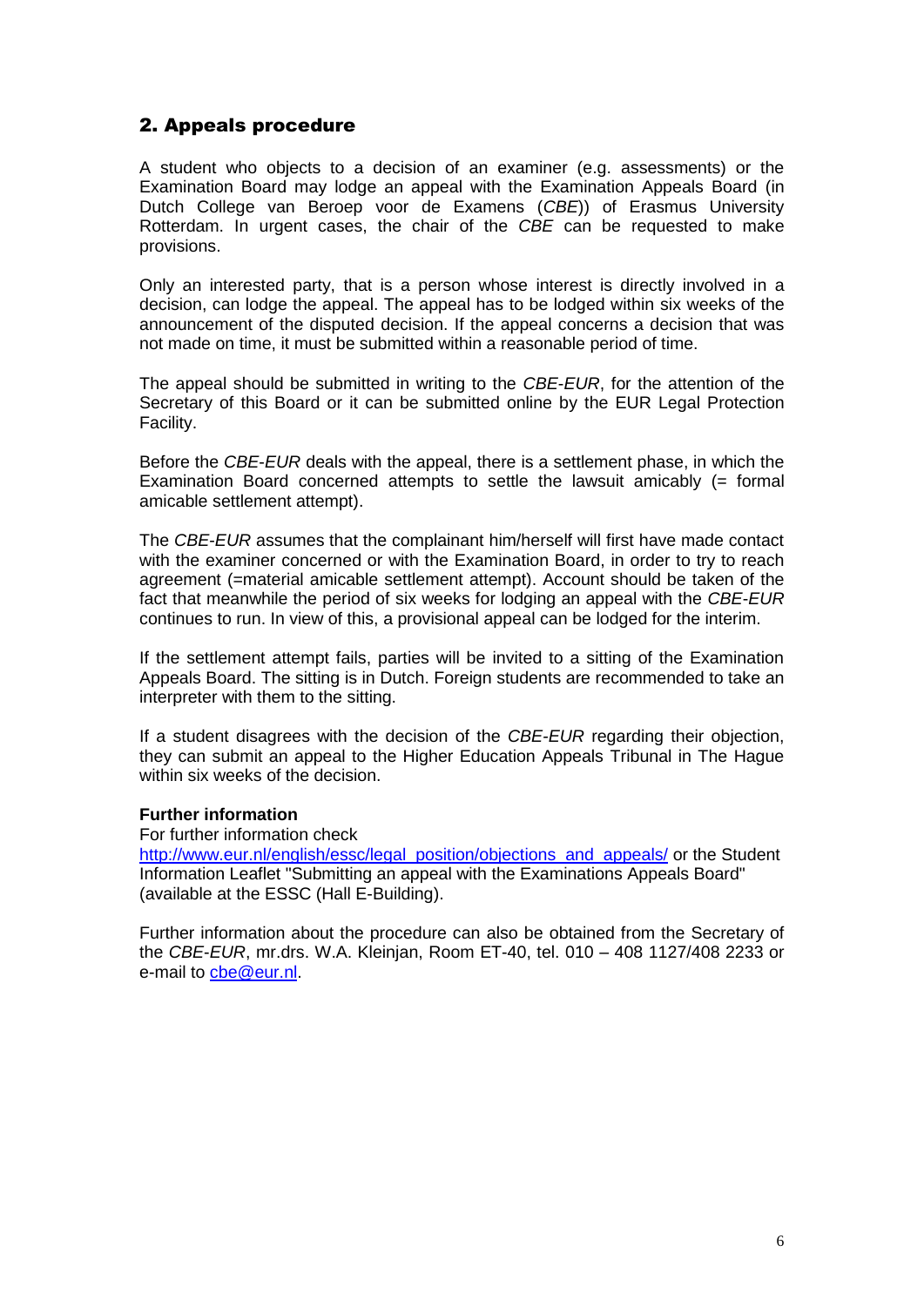## 2. Appeals procedure

A student who objects to a decision of an examiner (e.g. assessments) or the Examination Board may lodge an appeal with the Examination Appeals Board (in Dutch College van Beroep voor de Examens (*CBE*)) of Erasmus University Rotterdam. In urgent cases, the chair of the *CBE* can be requested to make provisions.

Only an interested party, that is a person whose interest is directly involved in a decision, can lodge the appeal. The appeal has to be lodged within six weeks of the announcement of the disputed decision. If the appeal concerns a decision that was not made on time, it must be submitted within a reasonable period of time.

The appeal should be submitted in writing to the *CBE-EUR*, for the attention of the Secretary of this Board or it can be submitted online by the EUR Legal Protection Facility.

Before the *CBE-EUR* deals with the appeal, there is a settlement phase, in which the Examination Board concerned attempts to settle the lawsuit amicably (= formal amicable settlement attempt).

The *CBE-EUR* assumes that the complainant him/herself will first have made contact with the examiner concerned or with the Examination Board, in order to try to reach agreement (=material amicable settlement attempt). Account should be taken of the fact that meanwhile the period of six weeks for lodging an appeal with the *CBE-EUR* continues to run. In view of this, a provisional appeal can be lodged for the interim.

If the settlement attempt fails, parties will be invited to a sitting of the Examination Appeals Board. The sitting is in Dutch. Foreign students are recommended to take an interpreter with them to the sitting.

If a student disagrees with the decision of the *CBE-EUR* regarding their objection, they can submit an appeal to the Higher Education Appeals Tribunal in The Hague within six weeks of the decision.

**Further information**

For further information check
[http://www.eur.nl/english/essc/legal_position/objections_and_appeals/](http://www.eur.nl/english/essc/legal_position/objections_and_appeals/) or the Student Information Leaflet "Submitting an appeal with the Examinations Appeals Board" (available at the ESSC (Hall E-Building).

Further information about the procedure can also be obtained from the Secretary of the *CBE-EUR*, mr.drs. W.A. Kleinjan, Room ET-40, tel. 010 – 408 1127/408 2233 or e-mail to [cbe@eur.nl](mailto:cbe@eur.nl).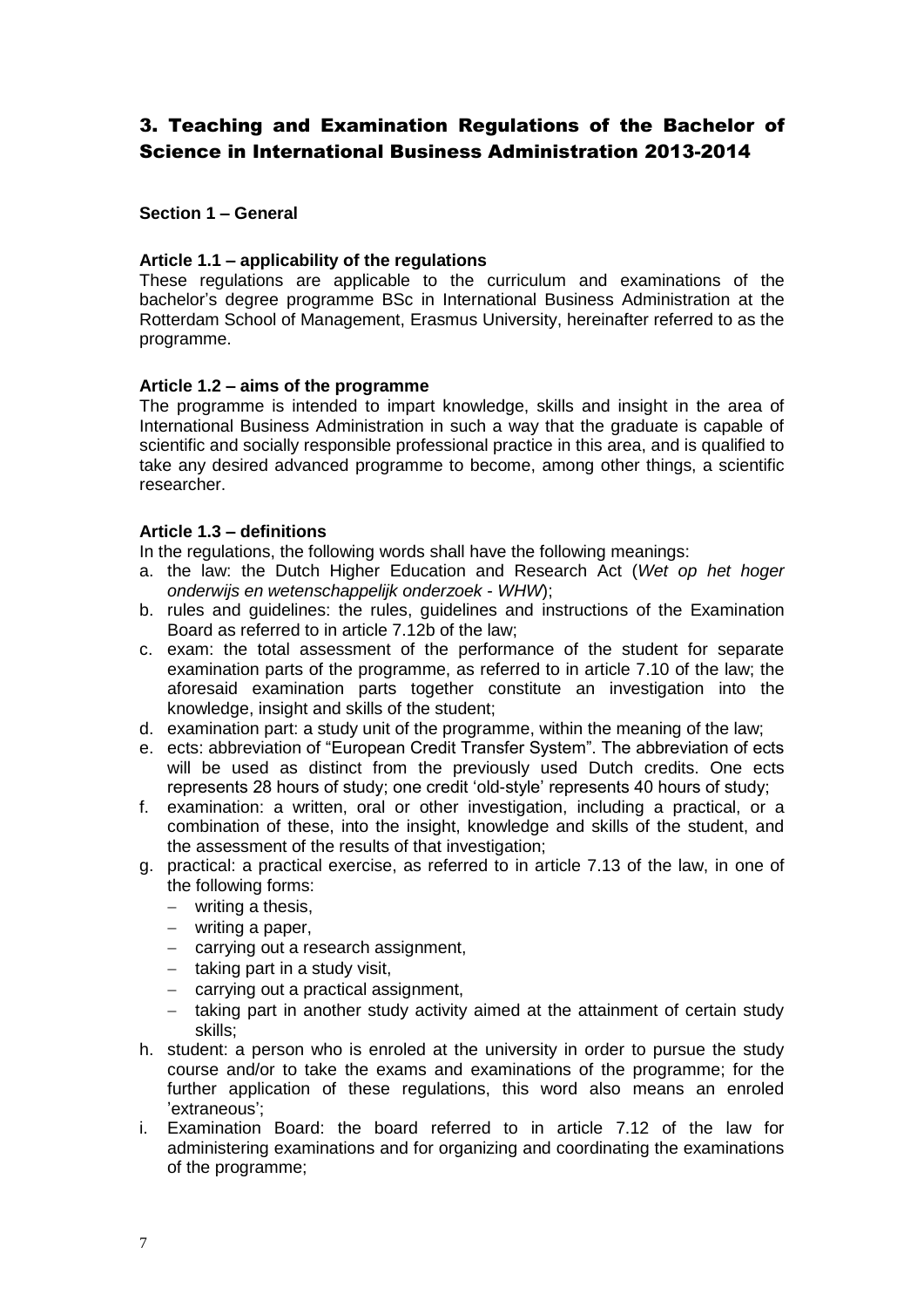## 3. Teaching and Examination Regulations of the Bachelor of Science in International Business Administration 2013-2014

### Section 1 – General

**Article 1.1 – applicability of the regulations**

These regulations are applicable to the curriculum and examinations of the bachelor's degree programme BSc in International Business Administration at the Rotterdam School of Management, Erasmus University, hereinafter referred to as the programme.

**Article 1.2 – aims of the programme**

The programme is intended to impart knowledge, skills and insight in the area of International Business Administration in such a way that the graduate is capable of scientific and socially responsible professional practice in this area, and is qualified to take any desired advanced programme to become, among other things, a scientific researcher.

**Article 1.3 – definitions**

In the regulations, the following words shall have the following meanings:

a. the law: the Dutch Higher Education and Research Act (*Wet op het hoger onderwijs en wetenschappelijk onderzoek - WHW*);
b. rules and guidelines: the rules, guidelines and instructions of the Examination Board as referred to in article 7.12b of the law;
c. exam: the total assessment of the performance of the student for separate examination parts of the programme, as referred to in article 7.10 of the law; the aforesaid examination parts together constitute an investigation into the knowledge, insight and skills of the student;
d. examination part: a study unit of the programme, within the meaning of the law;
e. ects: abbreviation of "European Credit Transfer System". The abbreviation of ects will be used as distinct from the previously used Dutch credits. One ects represents 28 hours of study; one credit 'old-style' represents 40 hours of study;
f. examination: a written, oral or other investigation, including a practical, or a combination of these, into the insight, knowledge and skills of the student, and the assessment of the results of that investigation;
g. practical: a practical exercise, as referred to in article 7.13 of the law, in one of the following forms:
   - writing a thesis,
   - writing a paper,
   - carrying out a research assignment,
   - taking part in a study visit,
   - carrying out a practical assignment,
   - taking part in another study activity aimed at the attainment of certain study skills;
h. student: a person who is enroled at the university in order to pursue the study course and/or to take the exams and examinations of the programme; for the further application of these regulations, this word also means an enroled 'extraneous';
i. Examination Board: the board referred to in article 7.12 of the law for administering examinations and for organizing and coordinating the examinations of the programme;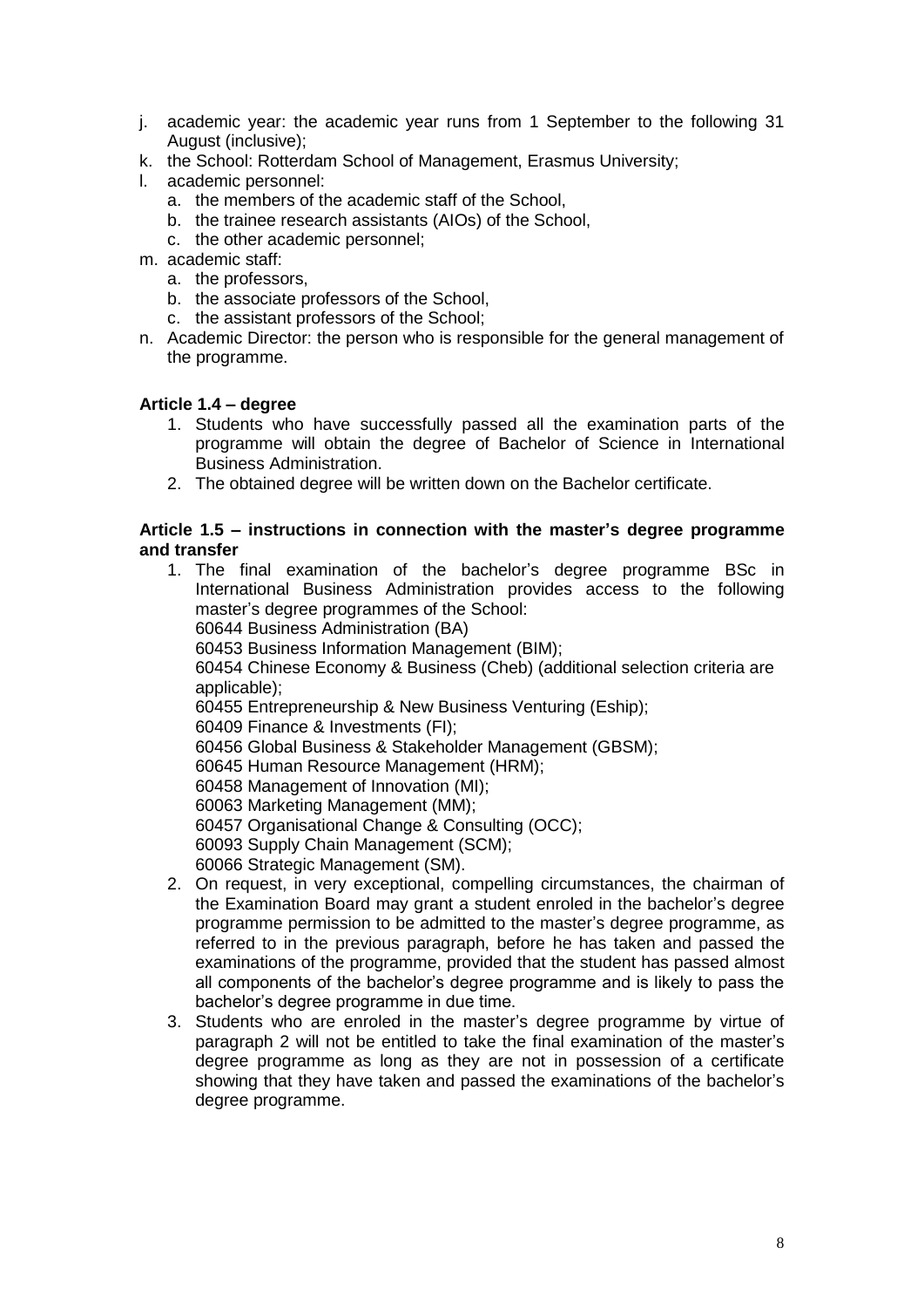j. academic year: the academic year runs from 1 September to the following 31 August (inclusive);
k. the School: Rotterdam School of Management, Erasmus University;
l. academic personnel:
   a. the members of the academic staff of the School,
   b. the trainee research assistants (AIOs) of the School,
   c. the other academic personnel;
m. academic staff:
   a. the professors,
   b. the associate professors of the School,
   c. the assistant professors of the School;
n. Academic Director: the person who is responsible for the general management of the programme.

**Article 1.4 – degree**

1. Students who have successfully passed all the examination parts of the programme will obtain the degree of Bachelor of Science in International Business Administration.
2. The obtained degree will be written down on the Bachelor certificate.

**Article 1.5 – instructions in connection with the master's degree programme and transfer**

1. The final examination of the bachelor's degree programme BSc in International Business Administration provides access to the following master's degree programmes of the School:
   60644 Business Administration (BA)
   60453 Business Information Management (BIM);
   60454 Chinese Economy & Business (Cheb) (additional selection criteria are applicable);
   60455 Entrepreneurship & New Business Venturing (Eship);
   60409 Finance & Investments (FI);
   60456 Global Business & Stakeholder Management (GBSM);
   60645 Human Resource Management (HRM);
   60458 Management of Innovation (MI);
   60063 Marketing Management (MM);
   60457 Organisational Change & Consulting (OCC);
   60093 Supply Chain Management (SCM);
   60066 Strategic Management (SM).
2. On request, in very exceptional, compelling circumstances, the chairman of the Examination Board may grant a student enroled in the bachelor's degree programme permission to be admitted to the master's degree programme, as referred to in the previous paragraph, before he has taken and passed the examinations of the programme, provided that the student has passed almost all components of the bachelor's degree programme and is likely to pass the bachelor's degree programme in due time.
3. Students who are enroled in the master's degree programme by virtue of paragraph 2 will not be entitled to take the final examination of the master's degree programme as long as they are not in possession of a certificate showing that they have taken and passed the examinations of the bachelor's degree programme.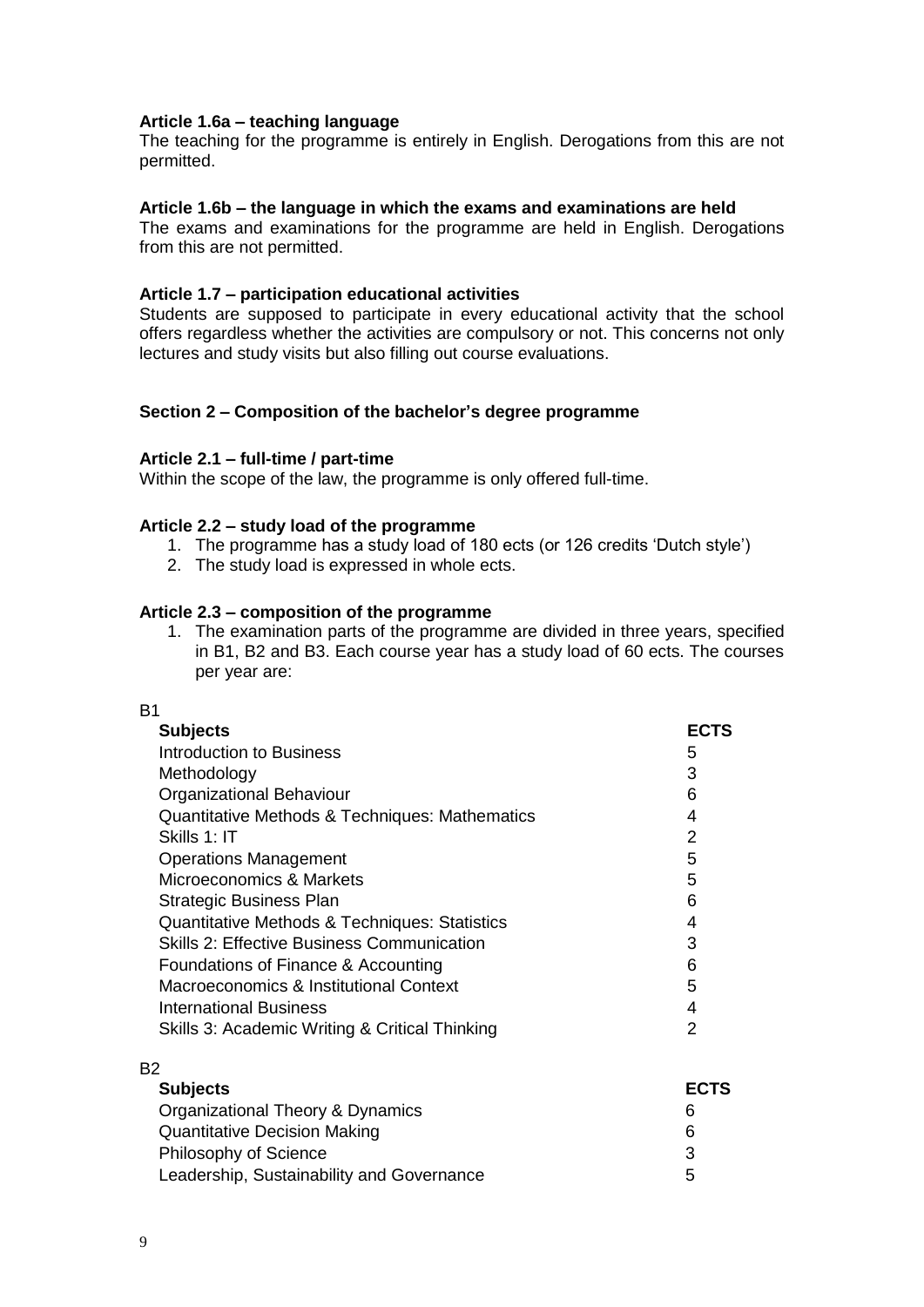**Article 1.6a – teaching language**
The teaching for the programme is entirely in English. Derogations from this are not permitted.

**Article 1.6b – the language in which the exams and examinations are held**
The exams and examinations for the programme are held in English. Derogations from this are not permitted.

**Article 1.7 – participation educational activities**
Students are supposed to participate in every educational activity that the school offers regardless whether the activities are compulsory or not. This concerns not only lectures and study visits but also filling out course evaluations.

## Section 2 – Composition of the bachelor's degree programme

**Article 2.1 – full-time / part-time**
Within the scope of the law, the programme is only offered full-time.

**Article 2.2 – study load of the programme**

1. The programme has a study load of 180 ects (or 126 credits 'Dutch style')
2. The study load is expressed in whole ects.

**Article 2.3 – composition of the programme**

1. The examination parts of the programme are divided in three years, specified in B1, B2 and B3. Each course year has a study load of 60 ects. The courses per year are:

B1

| Subjects | ECTS |
|---|---|
| Introduction to Business | 5 |
| Methodology | 3 |
| Organizational Behaviour | 6 |
| Quantitative Methods & Techniques: Mathematics | 4 |
| Skills 1: IT | 2 |
| Operations Management | 5 |
| Microeconomics & Markets | 5 |
| Strategic Business Plan | 6 |
| Quantitative Methods & Techniques: Statistics | 4 |
| Skills 2: Effective Business Communication | 3 |
| Foundations of Finance & Accounting | 6 |
| Macroeconomics & Institutional Context | 5 |
| International Business | 4 |
| Skills 3: Academic Writing & Critical Thinking | 2 |

B2

| Subjects | ECTS |
|---|---|
| Organizational Theory & Dynamics | 6 |
| Quantitative Decision Making | 6 |
| Philosophy of Science | 3 |
| Leadership, Sustainability and Governance | 5 |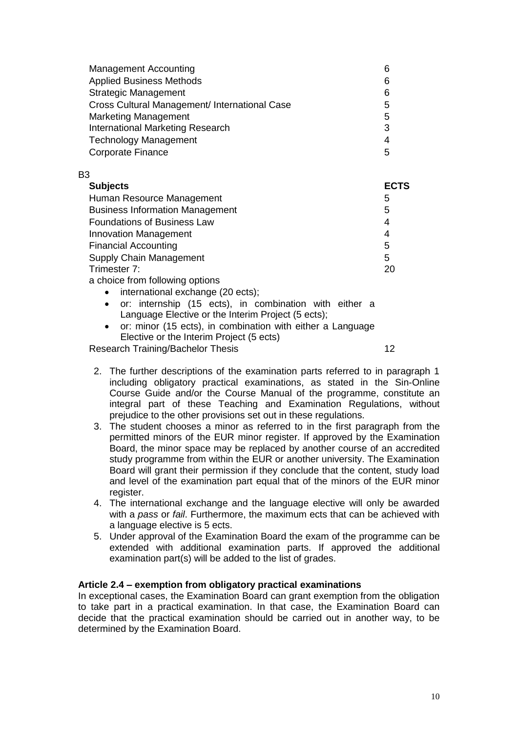| | |
|---|---|
| Management Accounting | 6 |
| Applied Business Methods | 6 |
| Strategic Management | 6 |
| Cross Cultural Management/ International Case | 5 |
| Marketing Management | 5 |
| International Marketing Research | 3 |
| Technology Management | 4 |
| Corporate Finance | 5 |

B3

| **Subjects** | **ECTS** |
|---|---|
| Human Resource Management | 5 |
| Business Information Management | 5 |
| Foundations of Business Law | 4 |
| Innovation Management | 4 |
| Financial Accounting | 5 |
| Supply Chain Management | 5 |
| Trimester 7:<br>a choice from following options<br>• international exchange (20 ects);<br>• or: internship (15 ects), in combination with either a Language Elective or the Interim Project (5 ects);<br>• or: minor (15 ects), in combination with either a Language Elective or the Interim Project (5 ects) | 20 |
| Research Training/Bachelor Thesis | 12 |

2. The further descriptions of the examination parts referred to in paragraph 1 including obligatory practical examinations, as stated in the Sin-Online Course Guide and/or the Course Manual of the programme, constitute an integral part of these Teaching and Examination Regulations, without prejudice to the other provisions set out in these regulations.
3. The student chooses a minor as referred to in the first paragraph from the permitted minors of the EUR minor register. If approved by the Examination Board, the minor space may be replaced by another course of an accredited study programme from within the EUR or another university. The Examination Board will grant their permission if they conclude that the content, study load and level of the examination part equal that of the minors of the EUR minor register.
4. The international exchange and the language elective will only be awarded with a *pass* or *fail*. Furthermore, the maximum ects that can be achieved with a language elective is 5 ects.
5. Under approval of the Examination Board the exam of the programme can be extended with additional examination parts. If approved the additional examination part(s) will be added to the list of grades.

**Article 2.4 – exemption from obligatory practical examinations**

In exceptional cases, the Examination Board can grant exemption from the obligation to take part in a practical examination. In that case, the Examination Board can decide that the practical examination should be carried out in another way, to be determined by the Examination Board.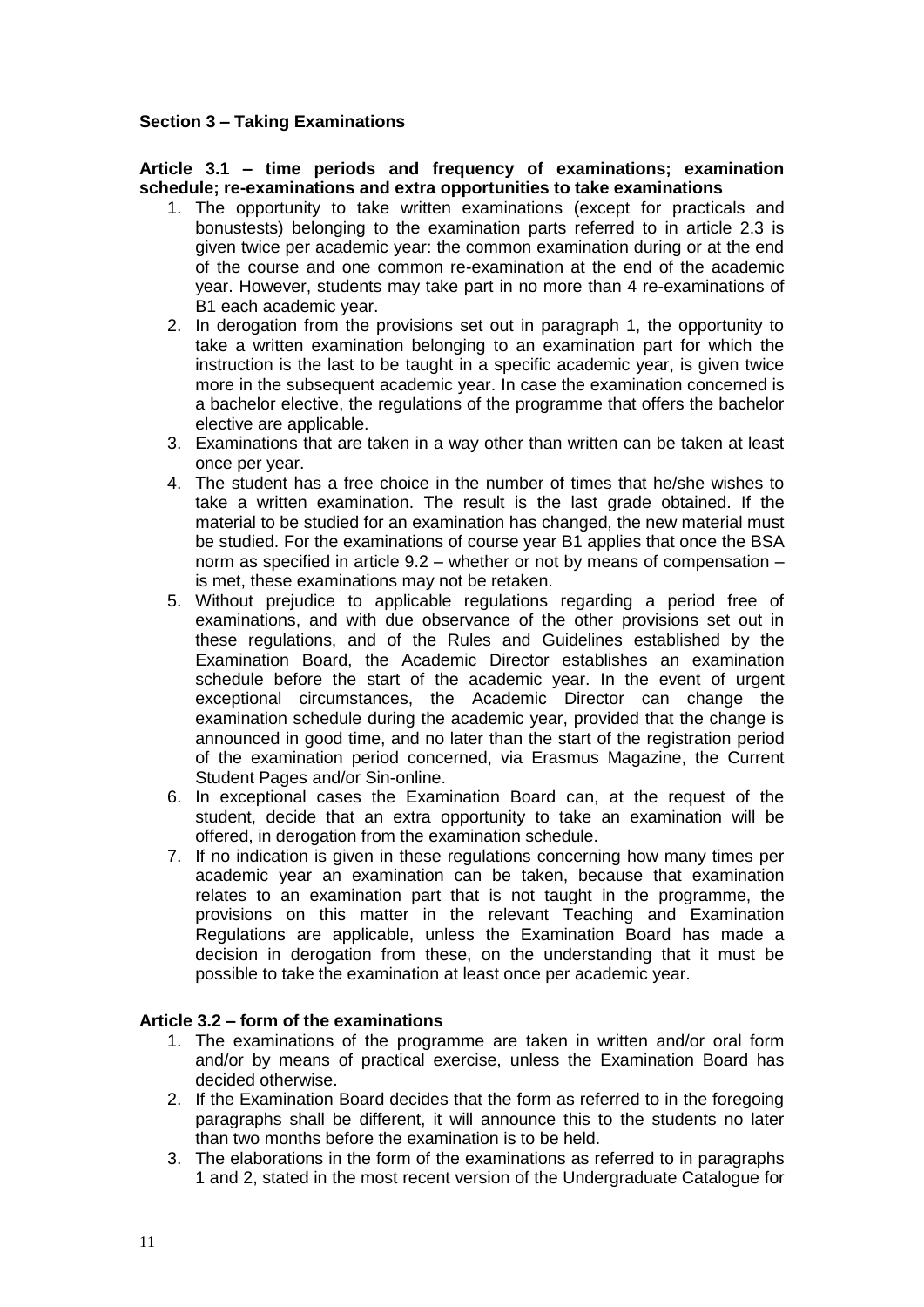### Section 3 – Taking Examinations

**Article 3.1 – time periods and frequency of examinations; examination schedule; re-examinations and extra opportunities to take examinations**

1. The opportunity to take written examinations (except for practicals and bonustests) belonging to the examination parts referred to in article 2.3 is given twice per academic year: the common examination during or at the end of the course and one common re-examination at the end of the academic year. However, students may take part in no more than 4 re-examinations of B1 each academic year.
2. In derogation from the provisions set out in paragraph 1, the opportunity to take a written examination belonging to an examination part for which the instruction is the last to be taught in a specific academic year, is given twice more in the subsequent academic year. In case the examination concerned is a bachelor elective, the regulations of the programme that offers the bachelor elective are applicable.
3. Examinations that are taken in a way other than written can be taken at least once per year.
4. The student has a free choice in the number of times that he/she wishes to take a written examination. The result is the last grade obtained. If the material to be studied for an examination has changed, the new material must be studied. For the examinations of course year B1 applies that once the BSA norm as specified in article 9.2 – whether or not by means of compensation – is met, these examinations may not be retaken.
5. Without prejudice to applicable regulations regarding a period free of examinations, and with due observance of the other provisions set out in these regulations, and of the Rules and Guidelines established by the Examination Board, the Academic Director establishes an examination schedule before the start of the academic year. In the event of urgent exceptional circumstances, the Academic Director can change the examination schedule during the academic year, provided that the change is announced in good time, and no later than the start of the registration period of the examination period concerned, via Erasmus Magazine, the Current Student Pages and/or Sin-online.
6. In exceptional cases the Examination Board can, at the request of the student, decide that an extra opportunity to take an examination will be offered, in derogation from the examination schedule.
7. If no indication is given in these regulations concerning how many times per academic year an examination can be taken, because that examination relates to an examination part that is not taught in the programme, the provisions on this matter in the relevant Teaching and Examination Regulations are applicable, unless the Examination Board has made a decision in derogation from these, on the understanding that it must be possible to take the examination at least once per academic year.

**Article 3.2 – form of the examinations**

1. The examinations of the programme are taken in written and/or oral form and/or by means of practical exercise, unless the Examination Board has decided otherwise.
2. If the Examination Board decides that the form as referred to in the foregoing paragraphs shall be different, it will announce this to the students no later than two months before the examination is to be held.
3. The elaborations in the form of the examinations as referred to in paragraphs 1 and 2, stated in the most recent version of the Undergraduate Catalogue for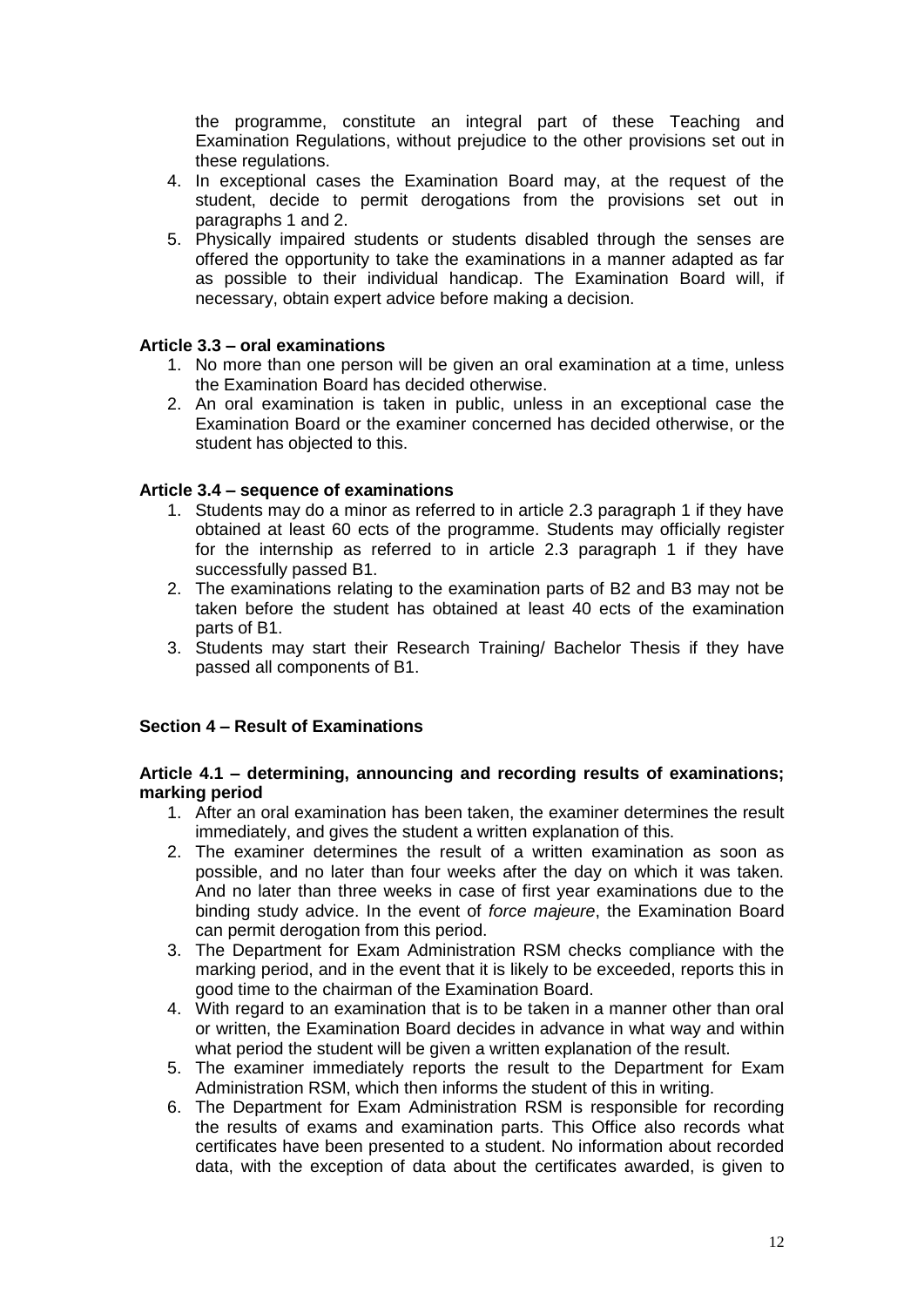the programme, constitute an integral part of these Teaching and Examination Regulations, without prejudice to the other provisions set out in these regulations.

4. In exceptional cases the Examination Board may, at the request of the student, decide to permit derogations from the provisions set out in paragraphs 1 and 2.
5. Physically impaired students or students disabled through the senses are offered the opportunity to take the examinations in a manner adapted as far as possible to their individual handicap. The Examination Board will, if necessary, obtain expert advice before making a decision.

**Article 3.3 – oral examinations**

1. No more than one person will be given an oral examination at a time, unless the Examination Board has decided otherwise.
2. An oral examination is taken in public, unless in an exceptional case the Examination Board or the examiner concerned has decided otherwise, or the student has objected to this.

**Article 3.4 – sequence of examinations**

1. Students may do a minor as referred to in article 2.3 paragraph 1 if they have obtained at least 60 ects of the programme. Students may officially register for the internship as referred to in article 2.3 paragraph 1 if they have successfully passed B1.
2. The examinations relating to the examination parts of B2 and B3 may not be taken before the student has obtained at least 40 ects of the examination parts of B1.
3. Students may start their Research Training/ Bachelor Thesis if they have passed all components of B1.

## Section 4 – Result of Examinations

**Article 4.1 – determining, announcing and recording results of examinations; marking period**

1. After an oral examination has been taken, the examiner determines the result immediately, and gives the student a written explanation of this.
2. The examiner determines the result of a written examination as soon as possible, and no later than four weeks after the day on which it was taken. And no later than three weeks in case of first year examinations due to the binding study advice. In the event of *force majeure*, the Examination Board can permit derogation from this period.
3. The Department for Exam Administration RSM checks compliance with the marking period, and in the event that it is likely to be exceeded, reports this in good time to the chairman of the Examination Board.
4. With regard to an examination that is to be taken in a manner other than oral or written, the Examination Board decides in advance in what way and within what period the student will be given a written explanation of the result.
5. The examiner immediately reports the result to the Department for Exam Administration RSM, which then informs the student of this in writing.
6. The Department for Exam Administration RSM is responsible for recording the results of exams and examination parts. This Office also records what certificates have been presented to a student. No information about recorded data, with the exception of data about the certificates awarded, is given to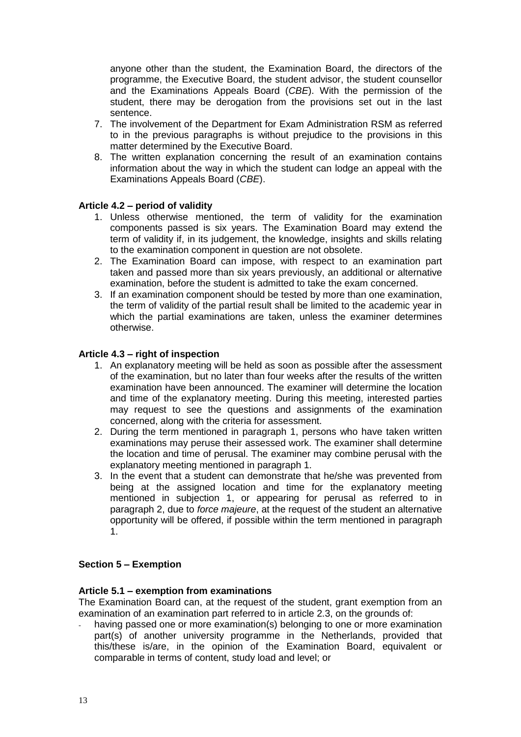anyone other than the student, the Examination Board, the directors of the programme, the Executive Board, the student advisor, the student counsellor and the Examinations Appeals Board (*CBE*). With the permission of the student, there may be derogation from the provisions set out in the last sentence.

7. The involvement of the Department for Exam Administration RSM as referred to in the previous paragraphs is without prejudice to the provisions in this matter determined by the Executive Board.
8. The written explanation concerning the result of an examination contains information about the way in which the student can lodge an appeal with the Examinations Appeals Board (*CBE*).

**Article 4.2 – period of validity**

1. Unless otherwise mentioned, the term of validity for the examination components passed is six years. The Examination Board may extend the term of validity if, in its judgement, the knowledge, insights and skills relating to the examination component in question are not obsolete.
2. The Examination Board can impose, with respect to an examination part taken and passed more than six years previously, an additional or alternative examination, before the student is admitted to take the exam concerned.
3. If an examination component should be tested by more than one examination, the term of validity of the partial result shall be limited to the academic year in which the partial examinations are taken, unless the examiner determines otherwise.

**Article 4.3 – right of inspection**

1. An explanatory meeting will be held as soon as possible after the assessment of the examination, but no later than four weeks after the results of the written examination have been announced. The examiner will determine the location and time of the explanatory meeting. During this meeting, interested parties may request to see the questions and assignments of the examination concerned, along with the criteria for assessment.
2. During the term mentioned in paragraph 1, persons who have taken written examinations may peruse their assessed work. The examiner shall determine the location and time of perusal. The examiner may combine perusal with the explanatory meeting mentioned in paragraph 1.
3. In the event that a student can demonstrate that he/she was prevented from being at the assigned location and time for the explanatory meeting mentioned in subjection 1, or appearing for perusal as referred to in paragraph 2, due to *force majeure*, at the request of the student an alternative opportunity will be offered, if possible within the term mentioned in paragraph 1.

**Section 5 – Exemption**

**Article 5.1 – exemption from examinations**

The Examination Board can, at the request of the student, grant exemption from an examination of an examination part referred to in article 2.3, on the grounds of:

- having passed one or more examination(s) belonging to one or more examination part(s) of another university programme in the Netherlands, provided that this/these is/are, in the opinion of the Examination Board, equivalent or comparable in terms of content, study load and level; or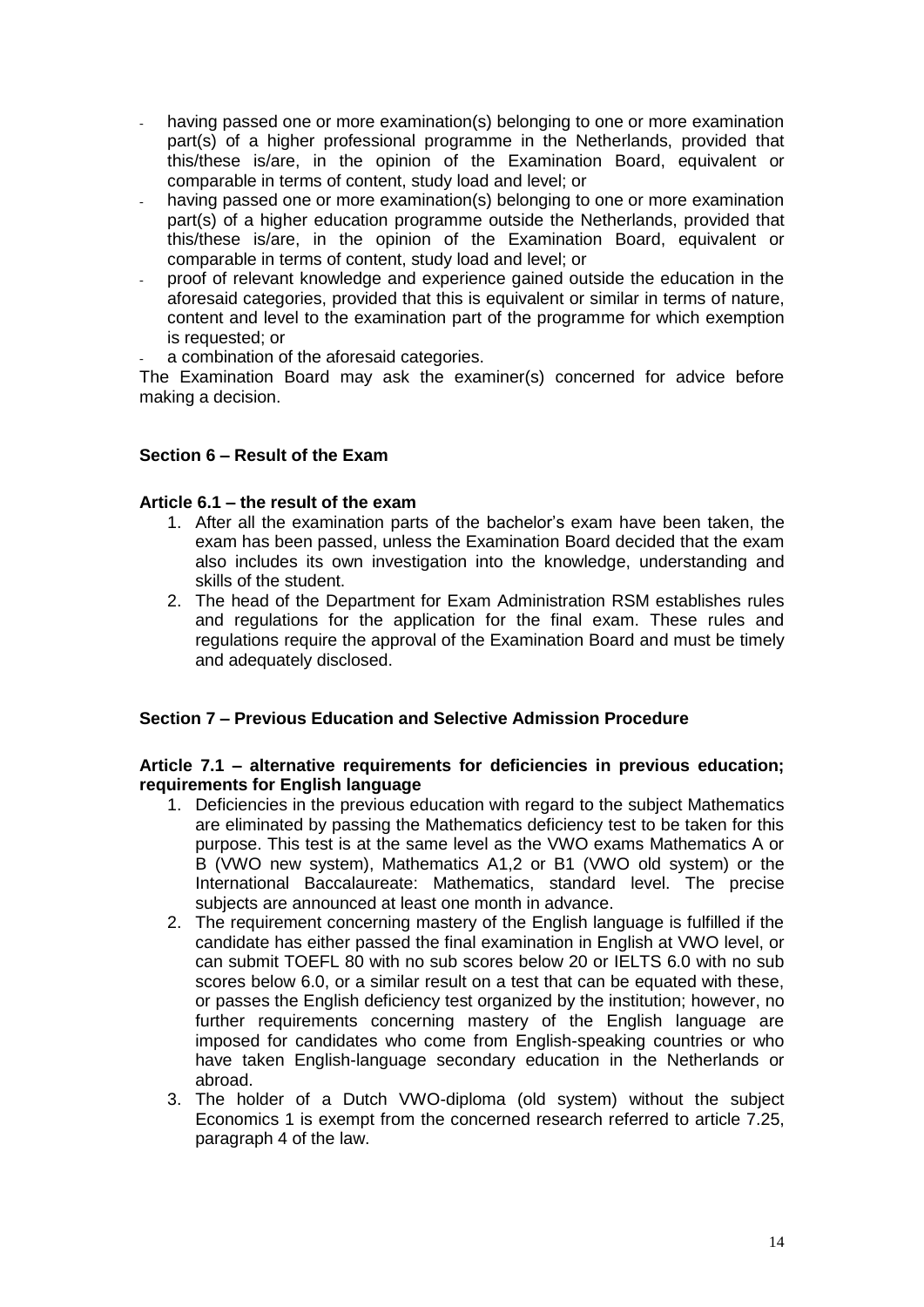- having passed one or more examination(s) belonging to one or more examination part(s) of a higher professional programme in the Netherlands, provided that this/these is/are, in the opinion of the Examination Board, equivalent or comparable in terms of content, study load and level; or
- having passed one or more examination(s) belonging to one or more examination part(s) of a higher education programme outside the Netherlands, provided that this/these is/are, in the opinion of the Examination Board, equivalent or comparable in terms of content, study load and level; or
- proof of relevant knowledge and experience gained outside the education in the aforesaid categories, provided that this is equivalent or similar in terms of nature, content and level to the examination part of the programme for which exemption is requested; or
- a combination of the aforesaid categories.

The Examination Board may ask the examiner(s) concerned for advice before making a decision.

### Section 6 – Result of the Exam

**Article 6.1 – the result of the exam**

1. After all the examination parts of the bachelor's exam have been taken, the exam has been passed, unless the Examination Board decided that the exam also includes its own investigation into the knowledge, understanding and skills of the student.
2. The head of the Department for Exam Administration RSM establishes rules and regulations for the application for the final exam. These rules and regulations require the approval of the Examination Board and must be timely and adequately disclosed.

### Section 7 – Previous Education and Selective Admission Procedure

**Article 7.1 – alternative requirements for deficiencies in previous education; requirements for English language**

1. Deficiencies in the previous education with regard to the subject Mathematics are eliminated by passing the Mathematics deficiency test to be taken for this purpose. This test is at the same level as the VWO exams Mathematics A or B (VWO new system), Mathematics A1,2 or B1 (VWO old system) or the International Baccalaureate: Mathematics, standard level. The precise subjects are announced at least one month in advance.
2. The requirement concerning mastery of the English language is fulfilled if the candidate has either passed the final examination in English at VWO level, or can submit TOEFL 80 with no sub scores below 20 or IELTS 6.0 with no sub scores below 6.0, or a similar result on a test that can be equated with these, or passes the English deficiency test organized by the institution; however, no further requirements concerning mastery of the English language are imposed for candidates who come from English-speaking countries or who have taken English-language secondary education in the Netherlands or abroad.
3. The holder of a Dutch VWO-diploma (old system) without the subject Economics 1 is exempt from the concerned research referred to article 7.25, paragraph 4 of the law.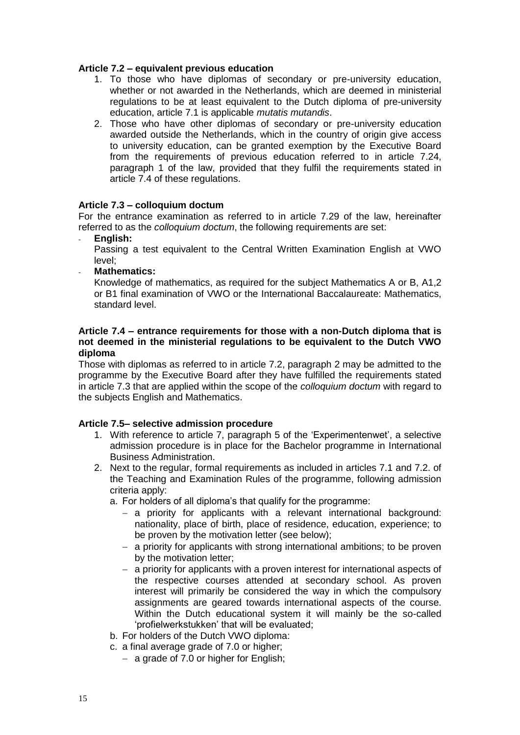**Article 7.2 – equivalent previous education**

1. To those who have diplomas of secondary or pre-university education, whether or not awarded in the Netherlands, which are deemed in ministerial regulations to be at least equivalent to the Dutch diploma of pre-university education, article 7.1 is applicable *mutatis mutandis*.
2. Those who have other diplomas of secondary or pre-university education awarded outside the Netherlands, which in the country of origin give access to university education, can be granted exemption by the Executive Board from the requirements of previous education referred to in article 7.24, paragraph 1 of the law, provided that they fulfil the requirements stated in article 7.4 of these regulations.

**Article 7.3 – colloquium doctum**

For the entrance examination as referred to in article 7.29 of the law, hereinafter referred to as the *colloquium doctum*, the following requirements are set:

- **English:**
  Passing a test equivalent to the Central Written Examination English at VWO level;
- **Mathematics:**
  Knowledge of mathematics, as required for the subject Mathematics A or B, A1,2 or B1 final examination of VWO or the International Baccalaureate: Mathematics, standard level.

**Article 7.4 – entrance requirements for those with a non-Dutch diploma that is not deemed in the ministerial regulations to be equivalent to the Dutch VWO diploma**

Those with diplomas as referred to in article 7.2, paragraph 2 may be admitted to the programme by the Executive Board after they have fulfilled the requirements stated in article 7.3 that are applied within the scope of the *colloquium doctum* with regard to the subjects English and Mathematics.

**Article 7.5– selective admission procedure**

1. With reference to article 7, paragraph 5 of the 'Experimentenwet', a selective admission procedure is in place for the Bachelor programme in International Business Administration.
2. Next to the regular, formal requirements as included in articles 7.1 and 7.2. of the Teaching and Examination Rules of the programme, following admission criteria apply:
   a. For holders of all diploma's that qualify for the programme:
      - a priority for applicants with a relevant international background: nationality, place of birth, place of residence, education, experience; to be proven by the motivation letter (see below);
      - a priority for applicants with strong international ambitions; to be proven by the motivation letter;
      - a priority for applicants with a proven interest for international aspects of the respective courses attended at secondary school. As proven interest will primarily be considered the way in which the compulsory assignments are geared towards international aspects of the course. Within the Dutch educational system it will mainly be the so-called 'profielwerkstukken' that will be evaluated;

   b. For holders of the Dutch VWO diploma:
   c. a final average grade of 7.0 or higher;
      - a grade of 7.0 or higher for English;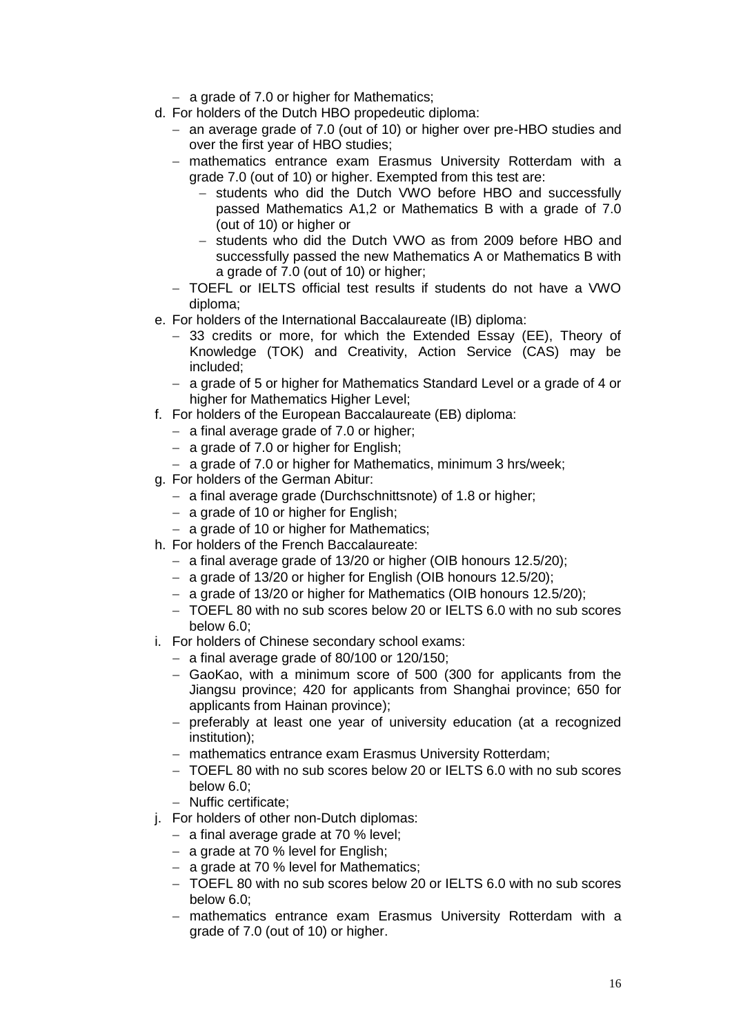- a grade of 7.0 or higher for Mathematics;

d. For holders of the Dutch HBO propedeutic diploma:
   - an average grade of 7.0 (out of 10) or higher over pre-HBO studies and over the first year of HBO studies;
   - mathematics entrance exam Erasmus University Rotterdam with a grade 7.0 (out of 10) or higher. Exempted from this test are:
     - students who did the Dutch VWO before HBO and successfully passed Mathematics A1,2 or Mathematics B with a grade of 7.0 (out of 10) or higher or
     - students who did the Dutch VWO as from 2009 before HBO and successfully passed the new Mathematics A or Mathematics B with a grade of 7.0 (out of 10) or higher;
   - TOEFL or IELTS official test results if students do not have a VWO diploma;

e. For holders of the International Baccalaureate (IB) diploma:
   - 33 credits or more, for which the Extended Essay (EE), Theory of Knowledge (TOK) and Creativity, Action Service (CAS) may be included;
   - a grade of 5 or higher for Mathematics Standard Level or a grade of 4 or higher for Mathematics Higher Level;

f. For holders of the European Baccalaureate (EB) diploma:
   - a final average grade of 7.0 or higher;
   - a grade of 7.0 or higher for English;
   - a grade of 7.0 or higher for Mathematics, minimum 3 hrs/week;

g. For holders of the German Abitur:
   - a final average grade (Durchschnittsnote) of 1.8 or higher;
   - a grade of 10 or higher for English;
   - a grade of 10 or higher for Mathematics;

h. For holders of the French Baccalaureate:
   - a final average grade of 13/20 or higher (OIB honours 12.5/20);
   - a grade of 13/20 or higher for English (OIB honours 12.5/20);
   - a grade of 13/20 or higher for Mathematics (OIB honours 12.5/20);
   - TOEFL 80 with no sub scores below 20 or IELTS 6.0 with no sub scores below 6.0;

i. For holders of Chinese secondary school exams:
   - a final average grade of 80/100 or 120/150;
   - GaoKao, with a minimum score of 500 (300 for applicants from the Jiangsu province; 420 for applicants from Shanghai province; 650 for applicants from Hainan province);
   - preferably at least one year of university education (at a recognized institution);
   - mathematics entrance exam Erasmus University Rotterdam;
   - TOEFL 80 with no sub scores below 20 or IELTS 6.0 with no sub scores below 6.0;
   - Nuffic certificate;

j. For holders of other non-Dutch diplomas:
   - a final average grade at 70 % level;
   - a grade at 70 % level for English;
   - a grade at 70 % level for Mathematics;
   - TOEFL 80 with no sub scores below 20 or IELTS 6.0 with no sub scores below 6.0;
   - mathematics entrance exam Erasmus University Rotterdam with a grade of 7.0 (out of 10) or higher.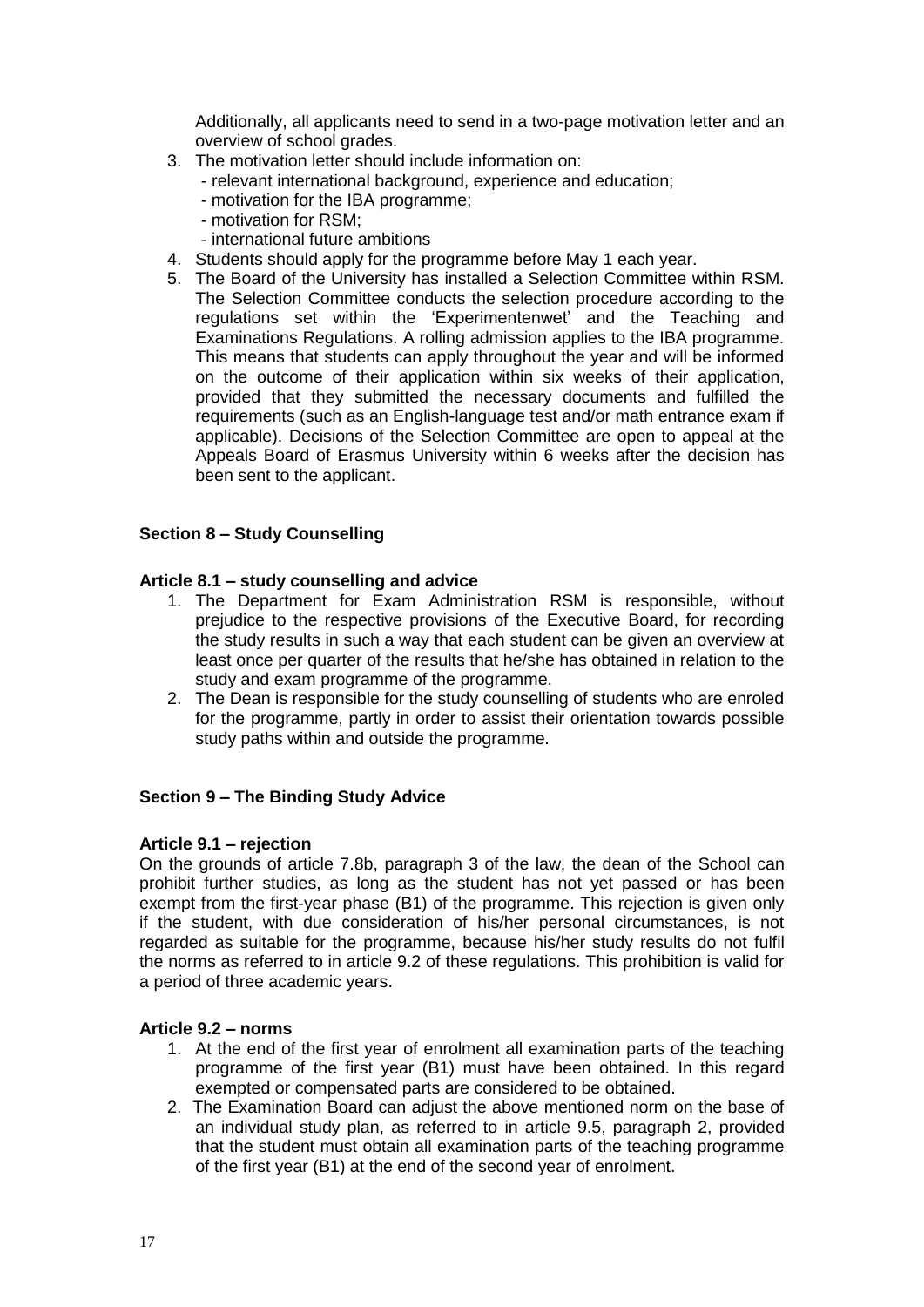Additionally, all applicants need to send in a two-page motivation letter and an overview of school grades.

3. The motivation letter should include information on:
   - relevant international background, experience and education;
   - motivation for the IBA programme;
   - motivation for RSM;
   - international future ambitions
4. Students should apply for the programme before May 1 each year.
5. The Board of the University has installed a Selection Committee within RSM. The Selection Committee conducts the selection procedure according to the regulations set within the 'Experimentenwet' and the Teaching and Examinations Regulations. A rolling admission applies to the IBA programme. This means that students can apply throughout the year and will be informed on the outcome of their application within six weeks of their application, provided that they submitted the necessary documents and fulfilled the requirements (such as an English-language test and/or math entrance exam if applicable). Decisions of the Selection Committee are open to appeal at the Appeals Board of Erasmus University within 6 weeks after the decision has been sent to the applicant.

## Section 8 – Study Counselling

### Article 8.1 – study counselling and advice

1. The Department for Exam Administration RSM is responsible, without prejudice to the respective provisions of the Executive Board, for recording the study results in such a way that each student can be given an overview at least once per quarter of the results that he/she has obtained in relation to the study and exam programme of the programme.
2. The Dean is responsible for the study counselling of students who are enroled for the programme, partly in order to assist their orientation towards possible study paths within and outside the programme.

## Section 9 – The Binding Study Advice

### Article 9.1 – rejection

On the grounds of article 7.8b, paragraph 3 of the law, the dean of the School can prohibit further studies, as long as the student has not yet passed or has been exempt from the first-year phase (B1) of the programme. This rejection is given only if the student, with due consideration of his/her personal circumstances, is not regarded as suitable for the programme, because his/her study results do not fulfil the norms as referred to in article 9.2 of these regulations. This prohibition is valid for a period of three academic years.

### Article 9.2 – norms

1. At the end of the first year of enrolment all examination parts of the teaching programme of the first year (B1) must have been obtained. In this regard exempted or compensated parts are considered to be obtained.
2. The Examination Board can adjust the above mentioned norm on the base of an individual study plan, as referred to in article 9.5, paragraph 2, provided that the student must obtain all examination parts of the teaching programme of the first year (B1) at the end of the second year of enrolment.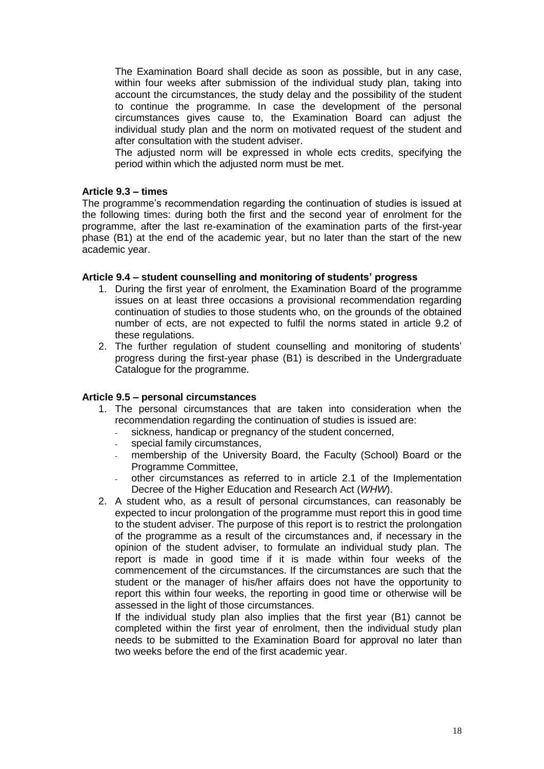The Examination Board shall decide as soon as possible, but in any case, within four weeks after submission of the individual study plan, taking into account the circumstances, the study delay and the possibility of the student to continue the programme. In case the development of the personal circumstances gives cause to, the Examination Board can adjust the individual study plan and the norm on motivated request of the student and after consultation with the student adviser.

The adjusted norm will be expressed in whole ects credits, specifying the period within which the adjusted norm must be met.

**Article 9.3 – times**

The programme's recommendation regarding the continuation of studies is issued at the following times: during both the first and the second year of enrolment for the programme, after the last re-examination of the examination parts of the first-year phase (B1) at the end of the academic year, but no later than the start of the new academic year.

**Article 9.4 – student counselling and monitoring of students' progress**

1. During the first year of enrolment, the Examination Board of the programme issues on at least three occasions a provisional recommendation regarding continuation of studies to those students who, on the grounds of the obtained number of ects, are not expected to fulfil the norms stated in article 9.2 of these regulations.
2. The further regulation of student counselling and monitoring of students' progress during the first-year phase (B1) is described in the Undergraduate Catalogue for the programme.

**Article 9.5 – personal circumstances**

1. The personal circumstances that are taken into consideration when the recommendation regarding the continuation of studies is issued are:
   - sickness, handicap or pregnancy of the student concerned,
   - special family circumstances,
   - membership of the University Board, the Faculty (School) Board or the Programme Committee,
   - other circumstances as referred to in article 2.1 of the Implementation Decree of the Higher Education and Research Act (*WHW*).
2. A student who, as a result of personal circumstances, can reasonably be expected to incur prolongation of the programme must report this in good time to the student adviser. The purpose of this report is to restrict the prolongation of the programme as a result of the circumstances and, if necessary in the opinion of the student adviser, to formulate an individual study plan. The report is made in good time if it is made within four weeks of the commencement of the circumstances. If the circumstances are such that the student or the manager of his/her affairs does not have the opportunity to report this within four weeks, the reporting in good time or otherwise will be assessed in the light of those circumstances.

   If the individual study plan also implies that the first year (B1) cannot be completed within the first year of enrolment, then the individual study plan needs to be submitted to the Examination Board for approval no later than two weeks before the end of the first academic year.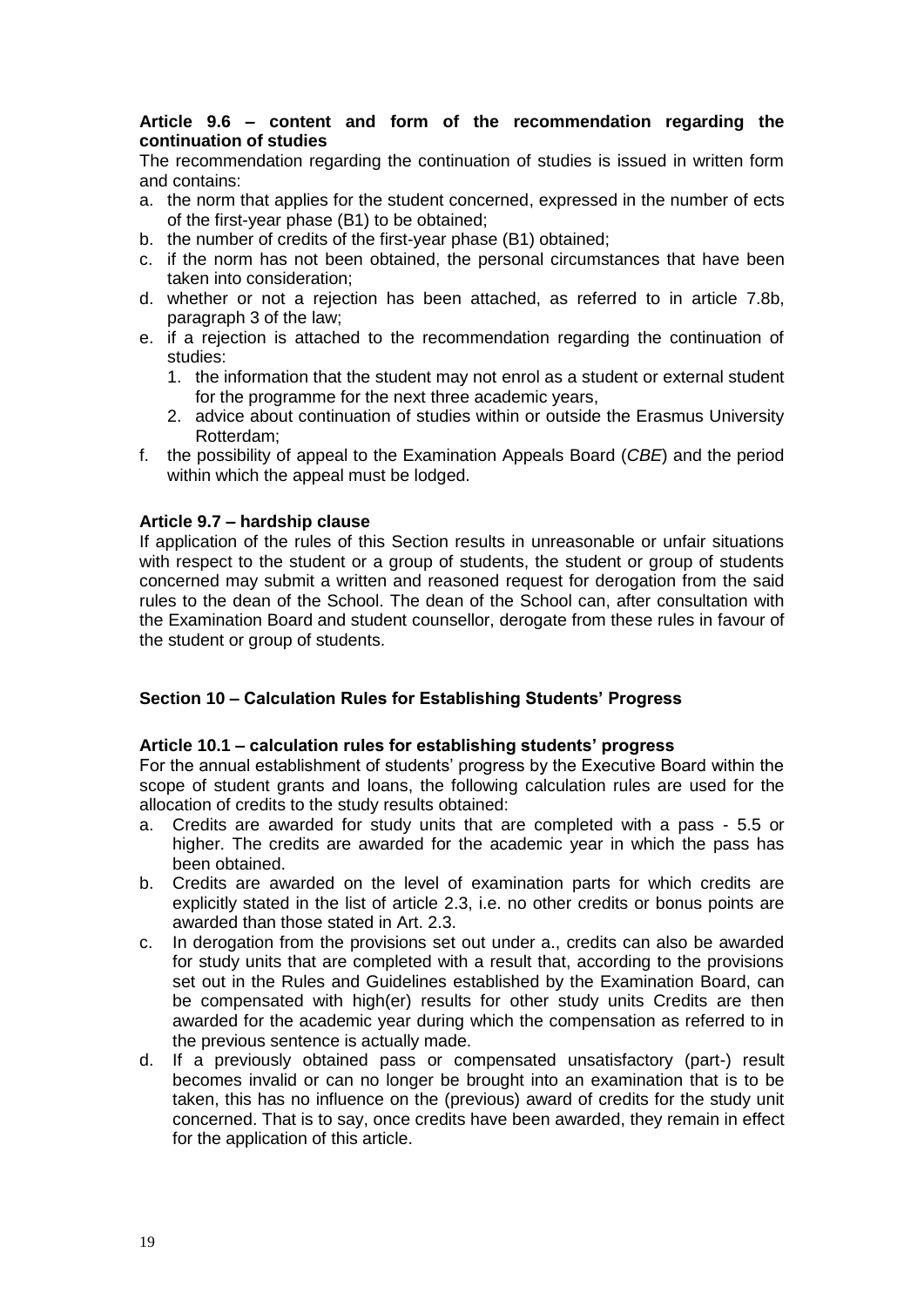### Article 9.6 – content and form of the recommendation regarding the continuation of studies

The recommendation regarding the continuation of studies is issued in written form and contains:

a. the norm that applies for the student concerned, expressed in the number of ects of the first-year phase (B1) to be obtained;
b. the number of credits of the first-year phase (B1) obtained;
c. if the norm has not been obtained, the personal circumstances that have been taken into consideration;
d. whether or not a rejection has been attached, as referred to in article 7.8b, paragraph 3 of the law;
e. if a rejection is attached to the recommendation regarding the continuation of studies:
   1. the information that the student may not enrol as a student or external student for the programme for the next three academic years,
   2. advice about continuation of studies within or outside the Erasmus University Rotterdam;
f. the possibility of appeal to the Examination Appeals Board (*CBE*) and the period within which the appeal must be lodged.

### Article 9.7 – hardship clause

If application of the rules of this Section results in unreasonable or unfair situations with respect to the student or a group of students, the student or group of students concerned may submit a written and reasoned request for derogation from the said rules to the dean of the School. The dean of the School can, after consultation with the Examination Board and student counsellor, derogate from these rules in favour of the student or group of students.

## Section 10 – Calculation Rules for Establishing Students' Progress

### Article 10.1 – calculation rules for establishing students' progress

For the annual establishment of students' progress by the Executive Board within the scope of student grants and loans, the following calculation rules are used for the allocation of credits to the study results obtained:

a. Credits are awarded for study units that are completed with a pass - 5.5 or higher. The credits are awarded for the academic year in which the pass has been obtained.
b. Credits are awarded on the level of examination parts for which credits are explicitly stated in the list of article 2.3, i.e. no other credits or bonus points are awarded than those stated in Art. 2.3.
c. In derogation from the provisions set out under a., credits can also be awarded for study units that are completed with a result that, according to the provisions set out in the Rules and Guidelines established by the Examination Board, can be compensated with high(er) results for other study units Credits are then awarded for the academic year during which the compensation as referred to in the previous sentence is actually made.
d. If a previously obtained pass or compensated unsatisfactory (part-) result becomes invalid or can no longer be brought into an examination that is to be taken, this has no influence on the (previous) award of credits for the study unit concerned. That is to say, once credits have been awarded, they remain in effect for the application of this article.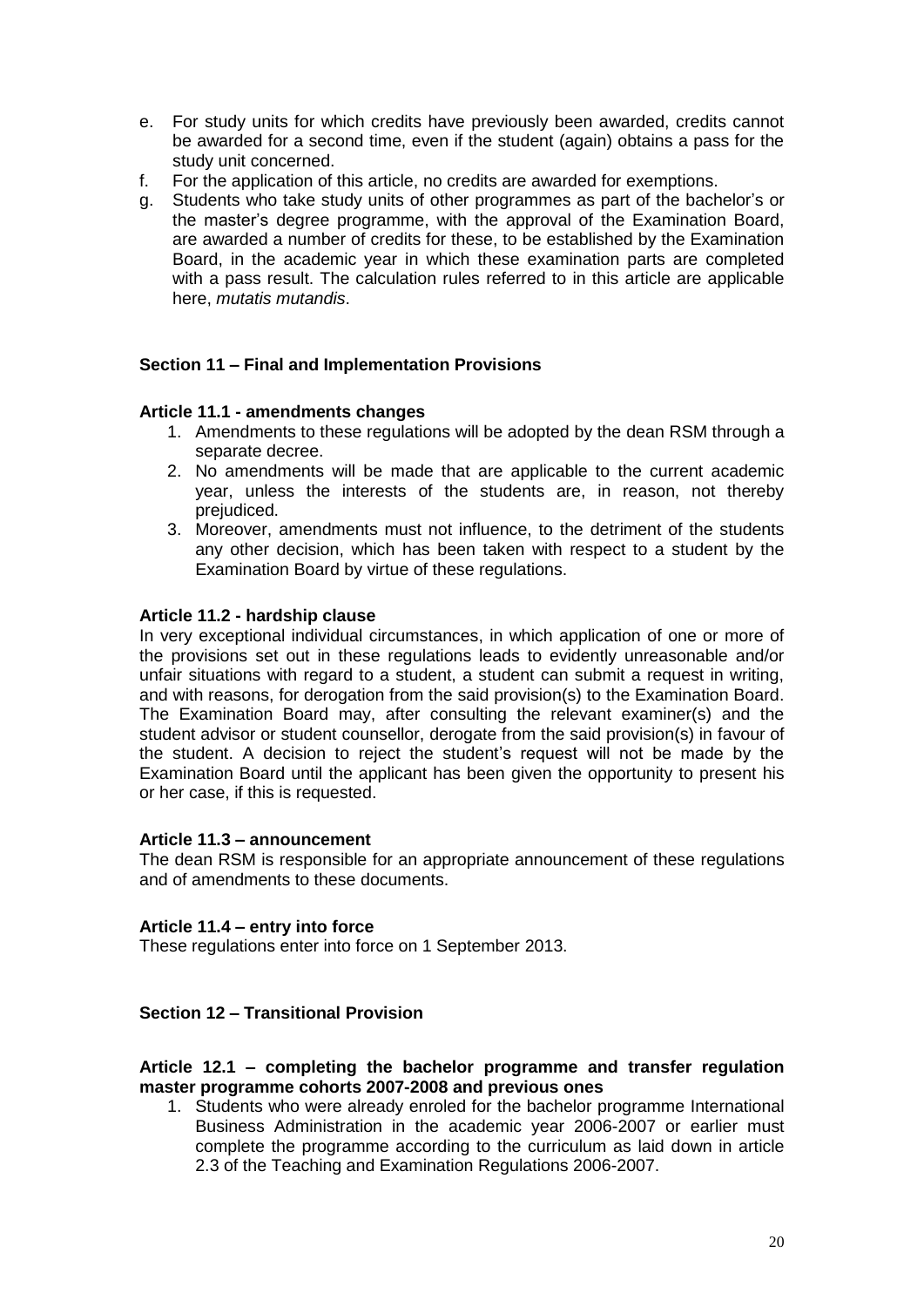e. For study units for which credits have previously been awarded, credits cannot be awarded for a second time, even if the student (again) obtains a pass for the study unit concerned.
f. For the application of this article, no credits are awarded for exemptions.
g. Students who take study units of other programmes as part of the bachelor's or the master's degree programme, with the approval of the Examination Board, are awarded a number of credits for these, to be established by the Examination Board, in the academic year in which these examination parts are completed with a pass result. The calculation rules referred to in this article are applicable here, *mutatis mutandis*.

## Section 11 – Final and Implementation Provisions

### Article 11.1 - amendments changes

1. Amendments to these regulations will be adopted by the dean RSM through a separate decree.
2. No amendments will be made that are applicable to the current academic year, unless the interests of the students are, in reason, not thereby prejudiced.
3. Moreover, amendments must not influence, to the detriment of the students any other decision, which has been taken with respect to a student by the Examination Board by virtue of these regulations.

### Article 11.2 - hardship clause

In very exceptional individual circumstances, in which application of one or more of the provisions set out in these regulations leads to evidently unreasonable and/or unfair situations with regard to a student, a student can submit a request in writing, and with reasons, for derogation from the said provision(s) to the Examination Board. The Examination Board may, after consulting the relevant examiner(s) and the student advisor or student counsellor, derogate from the said provision(s) in favour of the student. A decision to reject the student's request will not be made by the Examination Board until the applicant has been given the opportunity to present his or her case, if this is requested.

### Article 11.3 – announcement

The dean RSM is responsible for an appropriate announcement of these regulations and of amendments to these documents.

### Article 11.4 – entry into force

These regulations enter into force on 1 September 2013.

## Section 12 – Transitional Provision

### Article 12.1 – completing the bachelor programme and transfer regulation master programme cohorts 2007-2008 and previous ones

1. Students who were already enroled for the bachelor programme International Business Administration in the academic year 2006-2007 or earlier must complete the programme according to the curriculum as laid down in article 2.3 of the Teaching and Examination Regulations 2006-2007.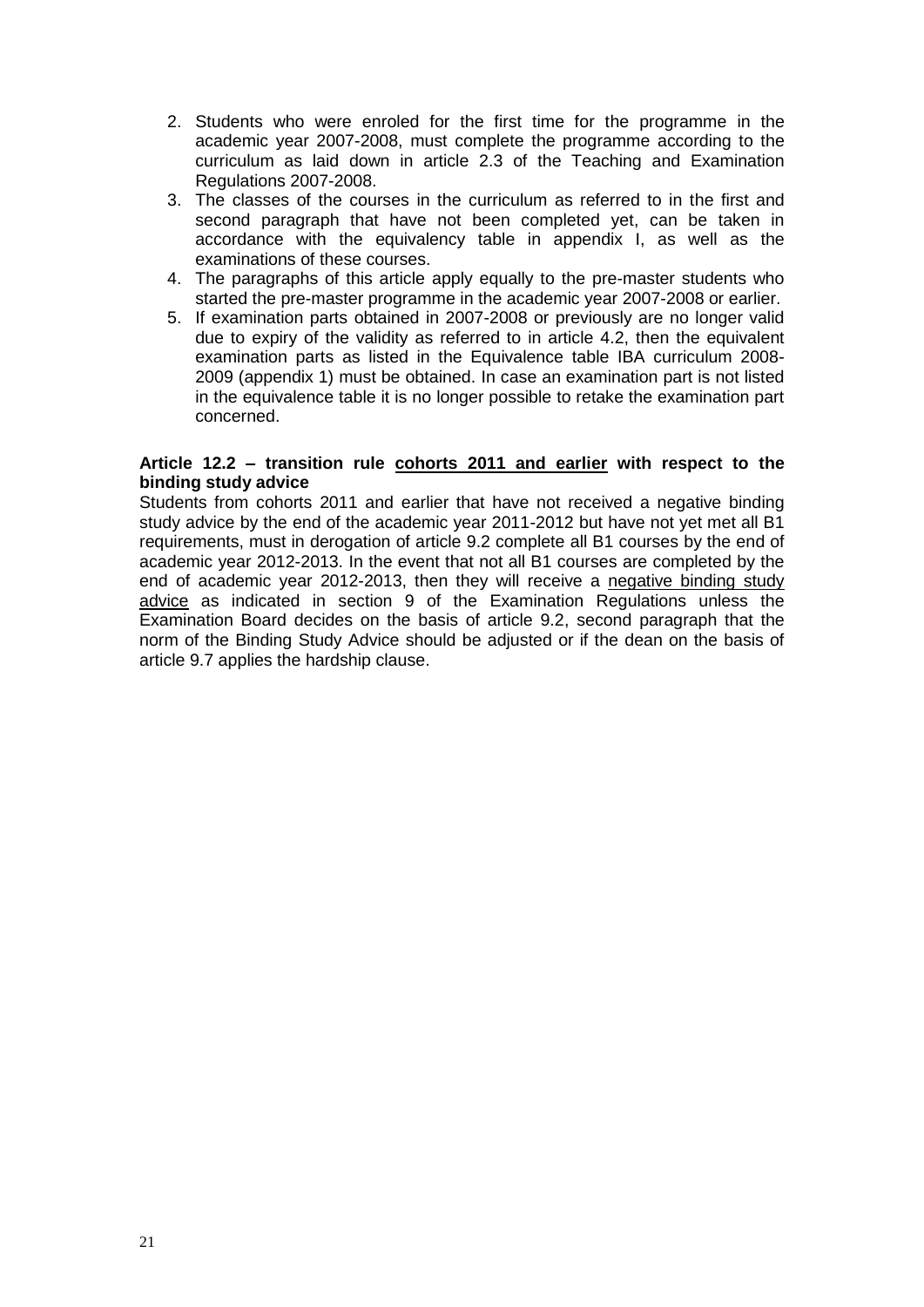2. Students who were enroled for the first time for the programme in the academic year 2007-2008, must complete the programme according to the curriculum as laid down in article 2.3 of the Teaching and Examination Regulations 2007-2008.
3. The classes of the courses in the curriculum as referred to in the first and second paragraph that have not been completed yet, can be taken in accordance with the equivalency table in appendix I, as well as the examinations of these courses.
4. The paragraphs of this article apply equally to the pre-master students who started the pre-master programme in the academic year 2007-2008 or earlier.
5. If examination parts obtained in 2007-2008 or previously are no longer valid due to expiry of the validity as referred to in article 4.2, then the equivalent examination parts as listed in the Equivalence table IBA curriculum 2008-2009 (appendix 1) must be obtained. In case an examination part is not listed in the equivalence table it is no longer possible to retake the examination part concerned.

**Article 12.2 – transition rule <u>cohorts 2011 and earlier</u> with respect to the binding study advice**

Students from cohorts 2011 and earlier that have not received a negative binding study advice by the end of the academic year 2011-2012 but have not yet met all B1 requirements, must in derogation of article 9.2 complete all B1 courses by the end of academic year 2012-2013. In the event that not all B1 courses are completed by the end of academic year 2012-2013, then they will receive a <u>negative binding study advice</u> as indicated in section 9 of the Examination Regulations unless the Examination Board decides on the basis of article 9.2, second paragraph that the norm of the Binding Study Advice should be adjusted or if the dean on the basis of article 9.7 applies the hardship clause.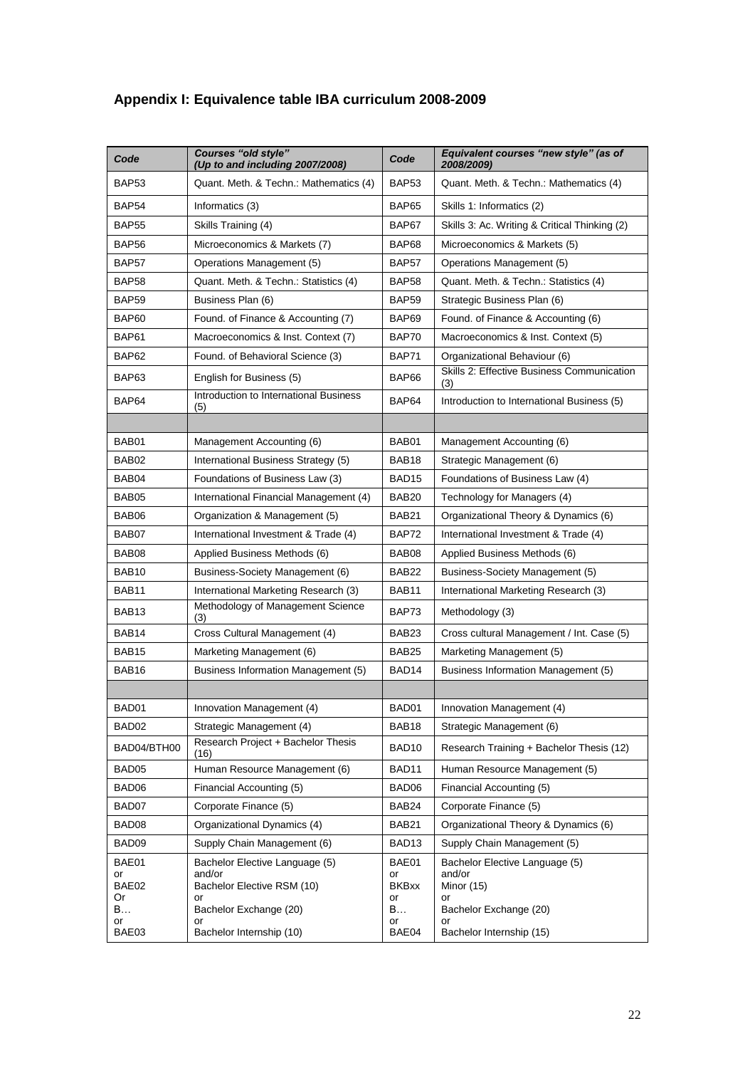## Appendix I: Equivalence table IBA curriculum 2008-2009

| *Code* | *Courses "old style" (Up to and including 2007/2008)* | *Code* | *Equivalent courses "new style" (as of 2008/2009)* |
|---|---|---|---|
| BAP53 | Quant. Meth. & Techn.: Mathematics (4) | BAP53 | Quant. Meth. & Techn.: Mathematics (4) |
| BAP54 | Informatics (3) | BAP65 | Skills 1: Informatics (2) |
| BAP55 | Skills Training (4) | BAP67 | Skills 3: Ac. Writing & Critical Thinking (2) |
| BAP56 | Microeconomics & Markets (7) | BAP68 | Microeconomics & Markets (5) |
| BAP57 | Operations Management (5) | BAP57 | Operations Management (5) |
| BAP58 | Quant. Meth. & Techn.: Statistics (4) | BAP58 | Quant. Meth. & Techn.: Statistics (4) |
| BAP59 | Business Plan (6) | BAP59 | Strategic Business Plan (6) |
| BAP60 | Found. of Finance & Accounting (7) | BAP69 | Found. of Finance & Accounting (6) |
| BAP61 | Macroeconomics & Inst. Context (7) | BAP70 | Macroeconomics & Inst. Context (5) |
| BAP62 | Found. of Behavioral Science (3) | BAP71 | Organizational Behaviour (6) |
| BAP63 | English for Business (5) | BAP66 | Skills 2: Effective Business Communication (3) |
| BAP64 | Introduction to International Business (5) | BAP64 | Introduction to International Business (5) |
| | | | |
| BAB01 | Management Accounting (6) | BAB01 | Management Accounting (6) |
| BAB02 | International Business Strategy (5) | BAB18 | Strategic Management (6) |
| BAB04 | Foundations of Business Law (3) | BAD15 | Foundations of Business Law (4) |
| BAB05 | International Financial Management (4) | BAB20 | Technology for Managers (4) |
| BAB06 | Organization & Management (5) | BAB21 | Organizational Theory & Dynamics (6) |
| BAB07 | International Investment & Trade (4) | BAP72 | International Investment & Trade (4) |
| BAB08 | Applied Business Methods (6) | BAB08 | Applied Business Methods (6) |
| BAB10 | Business-Society Management (6) | BAB22 | Business-Society Management (5) |
| BAB11 | International Marketing Research (3) | BAB11 | International Marketing Research (3) |
| BAB13 | Methodology of Management Science (3) | BAP73 | Methodology (3) |
| BAB14 | Cross Cultural Management (4) | BAB23 | Cross cultural Management / Int. Case (5) |
| BAB15 | Marketing Management (6) | BAB25 | Marketing Management (5) |
| BAB16 | Business Information Management (5) | BAD14 | Business Information Management (5) |
| | | | |
| BAD01 | Innovation Management (4) | BAD01 | Innovation Management (4) |
| BAD02 | Strategic Management (4) | BAB18 | Strategic Management (6) |
| BAD04/BTH00 | Research Project + Bachelor Thesis (16) | BAD10 | Research Training + Bachelor Thesis (12) |
| BAD05 | Human Resource Management (6) | BAD11 | Human Resource Management (5) |
| BAD06 | Financial Accounting (5) | BAD06 | Financial Accounting (5) |
| BAD07 | Corporate Finance (5) | BAB24 | Corporate Finance (5) |
| BAD08 | Organizational Dynamics (4) | BAB21 | Organizational Theory & Dynamics (6) |
| BAD09 | Supply Chain Management (6) | BAD13 | Supply Chain Management (5) |
| BAE01 or BAE02 Or B… or BAE03 | Bachelor Elective Language (5) and/or Bachelor Elective RSM (10) or Bachelor Exchange (20) or Bachelor Internship (10) | BAE01 or BKBxx or B… or BAE04 | Bachelor Elective Language (5) and/or Minor (15) or Bachelor Exchange (20) or Bachelor Internship (15) |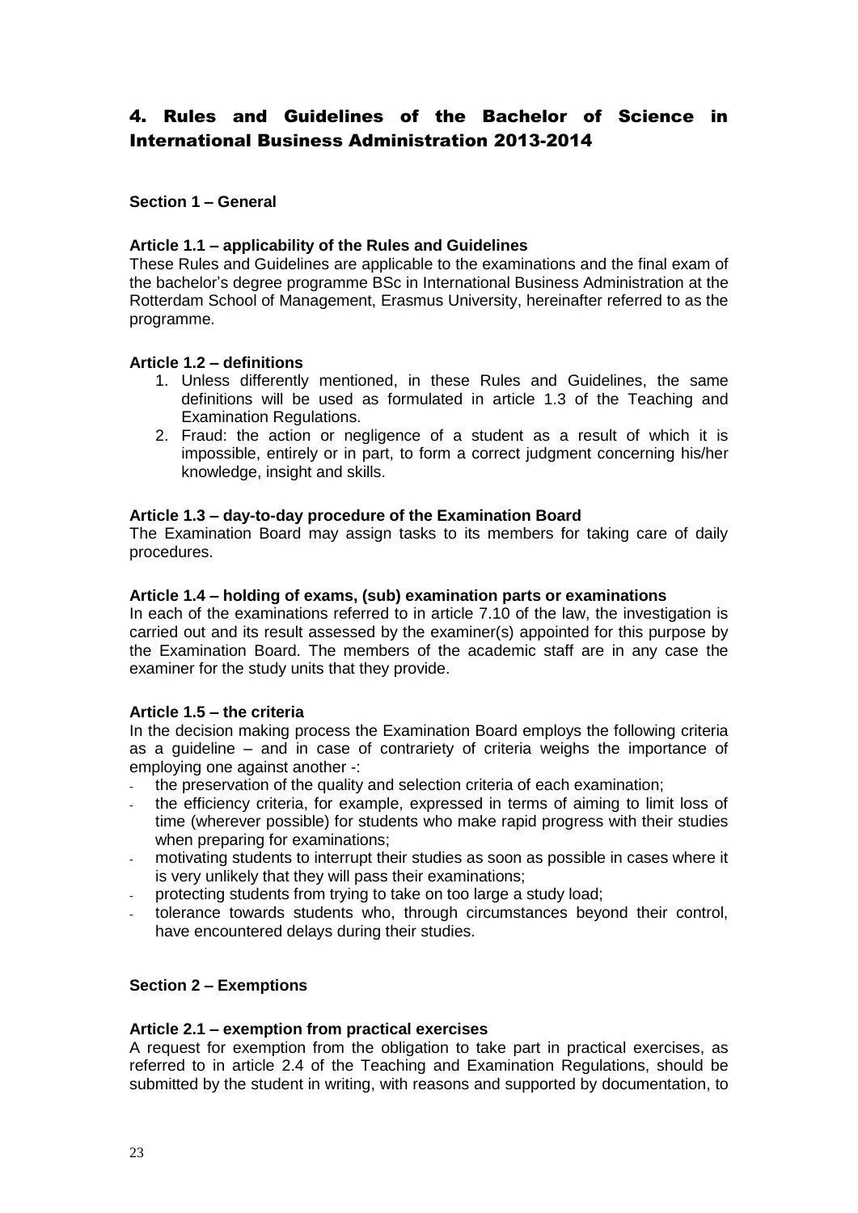# 4. Rules and Guidelines of the Bachelor of Science in International Business Administration 2013-2014

**Section 1 – General**

**Article 1.1 – applicability of the Rules and Guidelines**

These Rules and Guidelines are applicable to the examinations and the final exam of the bachelor's degree programme BSc in International Business Administration at the Rotterdam School of Management, Erasmus University, hereinafter referred to as the programme.

**Article 1.2 – definitions**

1. Unless differently mentioned, in these Rules and Guidelines, the same definitions will be used as formulated in article 1.3 of the Teaching and Examination Regulations.
2. Fraud: the action or negligence of a student as a result of which it is impossible, entirely or in part, to form a correct judgment concerning his/her knowledge, insight and skills.

**Article 1.3 – day-to-day procedure of the Examination Board**

The Examination Board may assign tasks to its members for taking care of daily procedures.

**Article 1.4 – holding of exams, (sub) examination parts or examinations**

In each of the examinations referred to in article 7.10 of the law, the investigation is carried out and its result assessed by the examiner(s) appointed for this purpose by the Examination Board. The members of the academic staff are in any case the examiner for the study units that they provide.

**Article 1.5 – the criteria**

In the decision making process the Examination Board employs the following criteria as a guideline – and in case of contrariety of criteria weighs the importance of employing one against another -:

- the preservation of the quality and selection criteria of each examination;
- the efficiency criteria, for example, expressed in terms of aiming to limit loss of time (wherever possible) for students who make rapid progress with their studies when preparing for examinations;
- motivating students to interrupt their studies as soon as possible in cases where it is very unlikely that they will pass their examinations;
- protecting students from trying to take on too large a study load;
- tolerance towards students who, through circumstances beyond their control, have encountered delays during their studies.

**Section 2 – Exemptions**

**Article 2.1 – exemption from practical exercises**

A request for exemption from the obligation to take part in practical exercises, as referred to in article 2.4 of the Teaching and Examination Regulations, should be submitted by the student in writing, with reasons and supported by documentation, to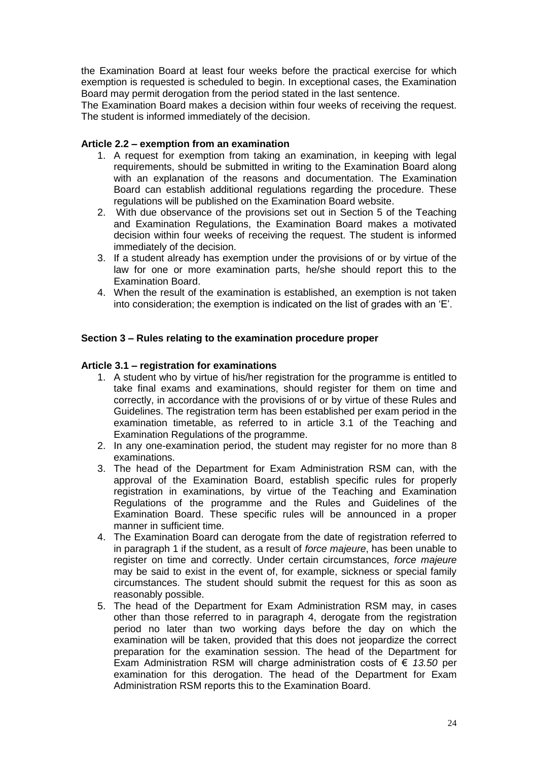the Examination Board at least four weeks before the practical exercise for which exemption is requested is scheduled to begin. In exceptional cases, the Examination Board may permit derogation from the period stated in the last sentence.
The Examination Board makes a decision within four weeks of receiving the request. The student is informed immediately of the decision.

#### Article 2.2 – exemption from an examination

1. A request for exemption from taking an examination, in keeping with legal requirements, should be submitted in writing to the Examination Board along with an explanation of the reasons and documentation. The Examination Board can establish additional regulations regarding the procedure. These regulations will be published on the Examination Board website.
2. With due observance of the provisions set out in Section 5 of the Teaching and Examination Regulations, the Examination Board makes a motivated decision within four weeks of receiving the request. The student is informed immediately of the decision.
3. If a student already has exemption under the provisions of or by virtue of the law for one or more examination parts, he/she should report this to the Examination Board.
4. When the result of the examination is established, an exemption is not taken into consideration; the exemption is indicated on the list of grades with an 'E'.

### Section 3 – Rules relating to the examination procedure proper

#### Article 3.1 – registration for examinations

1. A student who by virtue of his/her registration for the programme is entitled to take final exams and examinations, should register for them on time and correctly, in accordance with the provisions of or by virtue of these Rules and Guidelines. The registration term has been established per exam period in the examination timetable, as referred to in article 3.1 of the Teaching and Examination Regulations of the programme.
2. In any one-examination period, the student may register for no more than 8 examinations.
3. The head of the Department for Exam Administration RSM can, with the approval of the Examination Board, establish specific rules for properly registration in examinations, by virtue of the Teaching and Examination Regulations of the programme and the Rules and Guidelines of the Examination Board. These specific rules will be announced in a proper manner in sufficient time.
4. The Examination Board can derogate from the date of registration referred to in paragraph 1 if the student, as a result of *force majeure*, has been unable to register on time and correctly. Under certain circumstances, *force majeure* may be said to exist in the event of, for example, sickness or special family circumstances. The student should submit the request for this as soon as reasonably possible.
5. The head of the Department for Exam Administration RSM may, in cases other than those referred to in paragraph 4, derogate from the registration period no later than two working days before the day on which the examination will be taken, provided that this does not jeopardize the correct preparation for the examination session. The head of the Department for Exam Administration RSM will charge administration costs of € *13.50* per examination for this derogation. The head of the Department for Exam Administration RSM reports this to the Examination Board.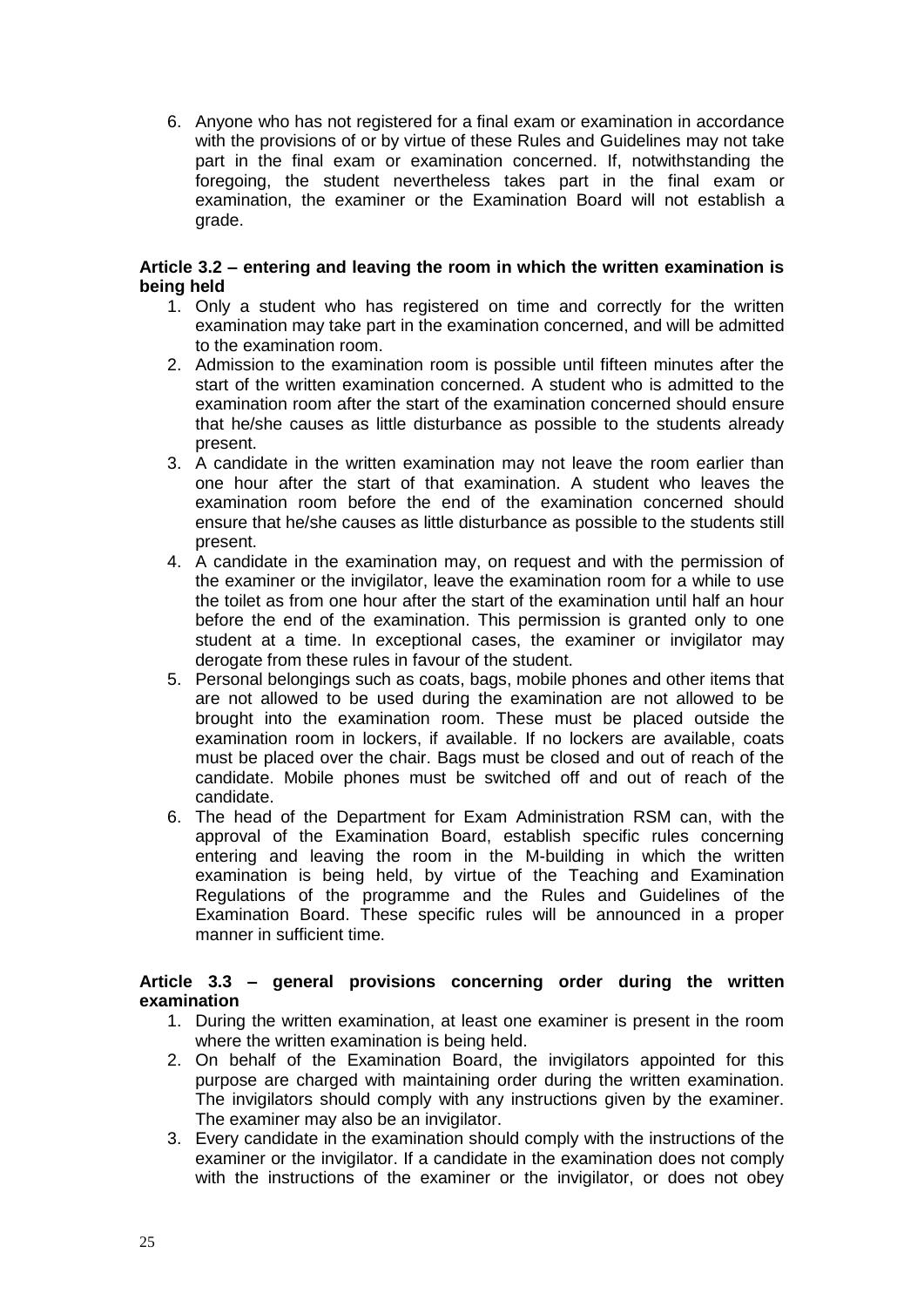6. Anyone who has not registered for a final exam or examination in accordance with the provisions of or by virtue of these Rules and Guidelines may not take part in the final exam or examination concerned. If, notwithstanding the foregoing, the student nevertheless takes part in the final exam or examination, the examiner or the Examination Board will not establish a grade.

**Article 3.2 – entering and leaving the room in which the written examination is being held**

1. Only a student who has registered on time and correctly for the written examination may take part in the examination concerned, and will be admitted to the examination room.
2. Admission to the examination room is possible until fifteen minutes after the start of the written examination concerned. A student who is admitted to the examination room after the start of the examination concerned should ensure that he/she causes as little disturbance as possible to the students already present.
3. A candidate in the written examination may not leave the room earlier than one hour after the start of that examination. A student who leaves the examination room before the end of the examination concerned should ensure that he/she causes as little disturbance as possible to the students still present.
4. A candidate in the examination may, on request and with the permission of the examiner or the invigilator, leave the examination room for a while to use the toilet as from one hour after the start of the examination until half an hour before the end of the examination. This permission is granted only to one student at a time. In exceptional cases, the examiner or invigilator may derogate from these rules in favour of the student.
5. Personal belongings such as coats, bags, mobile phones and other items that are not allowed to be used during the examination are not allowed to be brought into the examination room. These must be placed outside the examination room in lockers, if available. If no lockers are available, coats must be placed over the chair. Bags must be closed and out of reach of the candidate. Mobile phones must be switched off and out of reach of the candidate.
6. The head of the Department for Exam Administration RSM can, with the approval of the Examination Board, establish specific rules concerning entering and leaving the room in the M-building in which the written examination is being held, by virtue of the Teaching and Examination Regulations of the programme and the Rules and Guidelines of the Examination Board. These specific rules will be announced in a proper manner in sufficient time.

**Article 3.3 – general provisions concerning order during the written examination**

1. During the written examination, at least one examiner is present in the room where the written examination is being held.
2. On behalf of the Examination Board, the invigilators appointed for this purpose are charged with maintaining order during the written examination. The invigilators should comply with any instructions given by the examiner. The examiner may also be an invigilator.
3. Every candidate in the examination should comply with the instructions of the examiner or the invigilator. If a candidate in the examination does not comply with the instructions of the examiner or the invigilator, or does not obey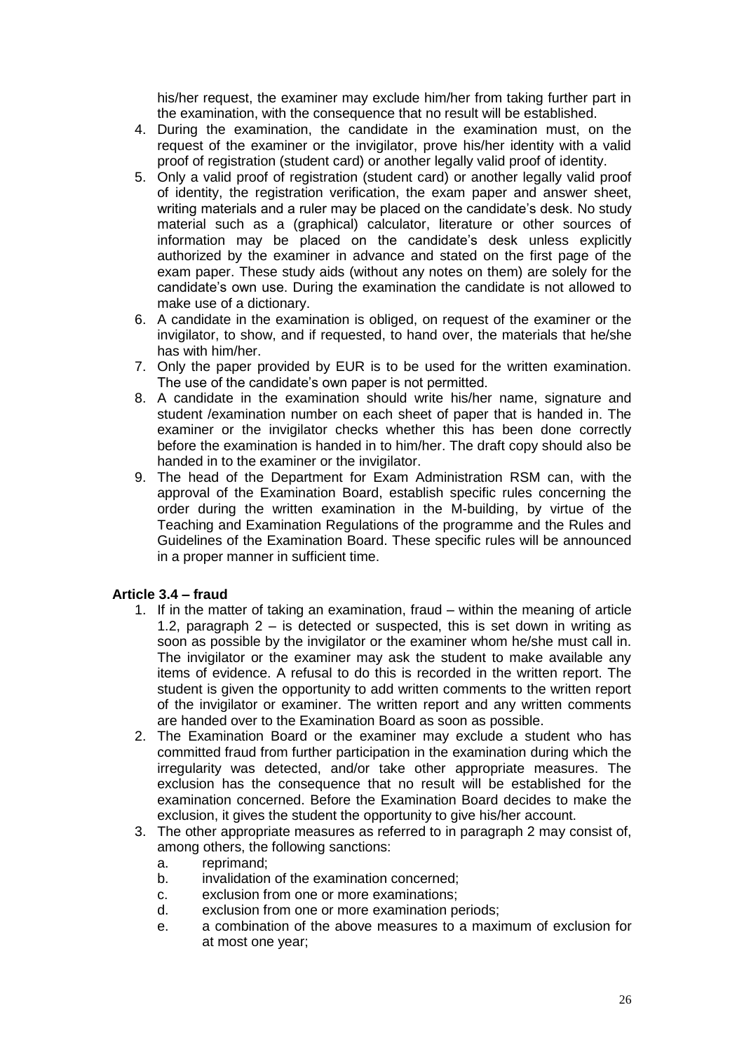his/her request, the examiner may exclude him/her from taking further part in the examination, with the consequence that no result will be established.

4. During the examination, the candidate in the examination must, on the request of the examiner or the invigilator, prove his/her identity with a valid proof of registration (student card) or another legally valid proof of identity.
5. Only a valid proof of registration (student card) or another legally valid proof of identity, the registration verification, the exam paper and answer sheet, writing materials and a ruler may be placed on the candidate's desk. No study material such as a (graphical) calculator, literature or other sources of information may be placed on the candidate's desk unless explicitly authorized by the examiner in advance and stated on the first page of the exam paper. These study aids (without any notes on them) are solely for the candidate's own use. During the examination the candidate is not allowed to make use of a dictionary.
6. A candidate in the examination is obliged, on request of the examiner or the invigilator, to show, and if requested, to hand over, the materials that he/she has with him/her.
7. Only the paper provided by EUR is to be used for the written examination. The use of the candidate's own paper is not permitted.
8. A candidate in the examination should write his/her name, signature and student /examination number on each sheet of paper that is handed in. The examiner or the invigilator checks whether this has been done correctly before the examination is handed in to him/her. The draft copy should also be handed in to the examiner or the invigilator.
9. The head of the Department for Exam Administration RSM can, with the approval of the Examination Board, establish specific rules concerning the order during the written examination in the M-building, by virtue of the Teaching and Examination Regulations of the programme and the Rules and Guidelines of the Examination Board. These specific rules will be announced in a proper manner in sufficient time.

**Article 3.4 – fraud**

1. If in the matter of taking an examination, fraud – within the meaning of article 1.2, paragraph 2 – is detected or suspected, this is set down in writing as soon as possible by the invigilator or the examiner whom he/she must call in. The invigilator or the examiner may ask the student to make available any items of evidence. A refusal to do this is recorded in the written report. The student is given the opportunity to add written comments to the written report of the invigilator or examiner. The written report and any written comments are handed over to the Examination Board as soon as possible.
2. The Examination Board or the examiner may exclude a student who has committed fraud from further participation in the examination during which the irregularity was detected, and/or take other appropriate measures. The exclusion has the consequence that no result will be established for the examination concerned. Before the Examination Board decides to make the exclusion, it gives the student the opportunity to give his/her account.
3. The other appropriate measures as referred to in paragraph 2 may consist of, among others, the following sanctions:
   a. reprimand;
   b. invalidation of the examination concerned;
   c. exclusion from one or more examinations;
   d. exclusion from one or more examination periods;
   e. a combination of the above measures to a maximum of exclusion for at most one year;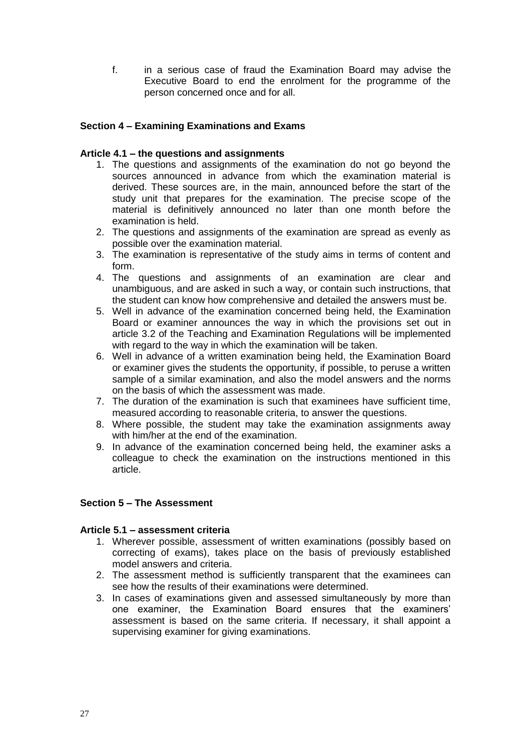f. in a serious case of fraud the Examination Board may advise the Executive Board to end the enrolment for the programme of the person concerned once and for all.

## Section 4 – Examining Examinations and Exams

### Article 4.1 – the questions and assignments

1. The questions and assignments of the examination do not go beyond the sources announced in advance from which the examination material is derived. These sources are, in the main, announced before the start of the study unit that prepares for the examination. The precise scope of the material is definitively announced no later than one month before the examination is held.
2. The questions and assignments of the examination are spread as evenly as possible over the examination material.
3. The examination is representative of the study aims in terms of content and form.
4. The questions and assignments of an examination are clear and unambiguous, and are asked in such a way, or contain such instructions, that the student can know how comprehensive and detailed the answers must be.
5. Well in advance of the examination concerned being held, the Examination Board or examiner announces the way in which the provisions set out in article 3.2 of the Teaching and Examination Regulations will be implemented with regard to the way in which the examination will be taken.
6. Well in advance of a written examination being held, the Examination Board or examiner gives the students the opportunity, if possible, to peruse a written sample of a similar examination, and also the model answers and the norms on the basis of which the assessment was made.
7. The duration of the examination is such that examinees have sufficient time, measured according to reasonable criteria, to answer the questions.
8. Where possible, the student may take the examination assignments away with him/her at the end of the examination.
9. In advance of the examination concerned being held, the examiner asks a colleague to check the examination on the instructions mentioned in this article.

## Section 5 – The Assessment

### Article 5.1 – assessment criteria

1. Wherever possible, assessment of written examinations (possibly based on correcting of exams), takes place on the basis of previously established model answers and criteria.
2. The assessment method is sufficiently transparent that the examinees can see how the results of their examinations were determined.
3. In cases of examinations given and assessed simultaneously by more than one examiner, the Examination Board ensures that the examiners' assessment is based on the same criteria. If necessary, it shall appoint a supervising examiner for giving examinations.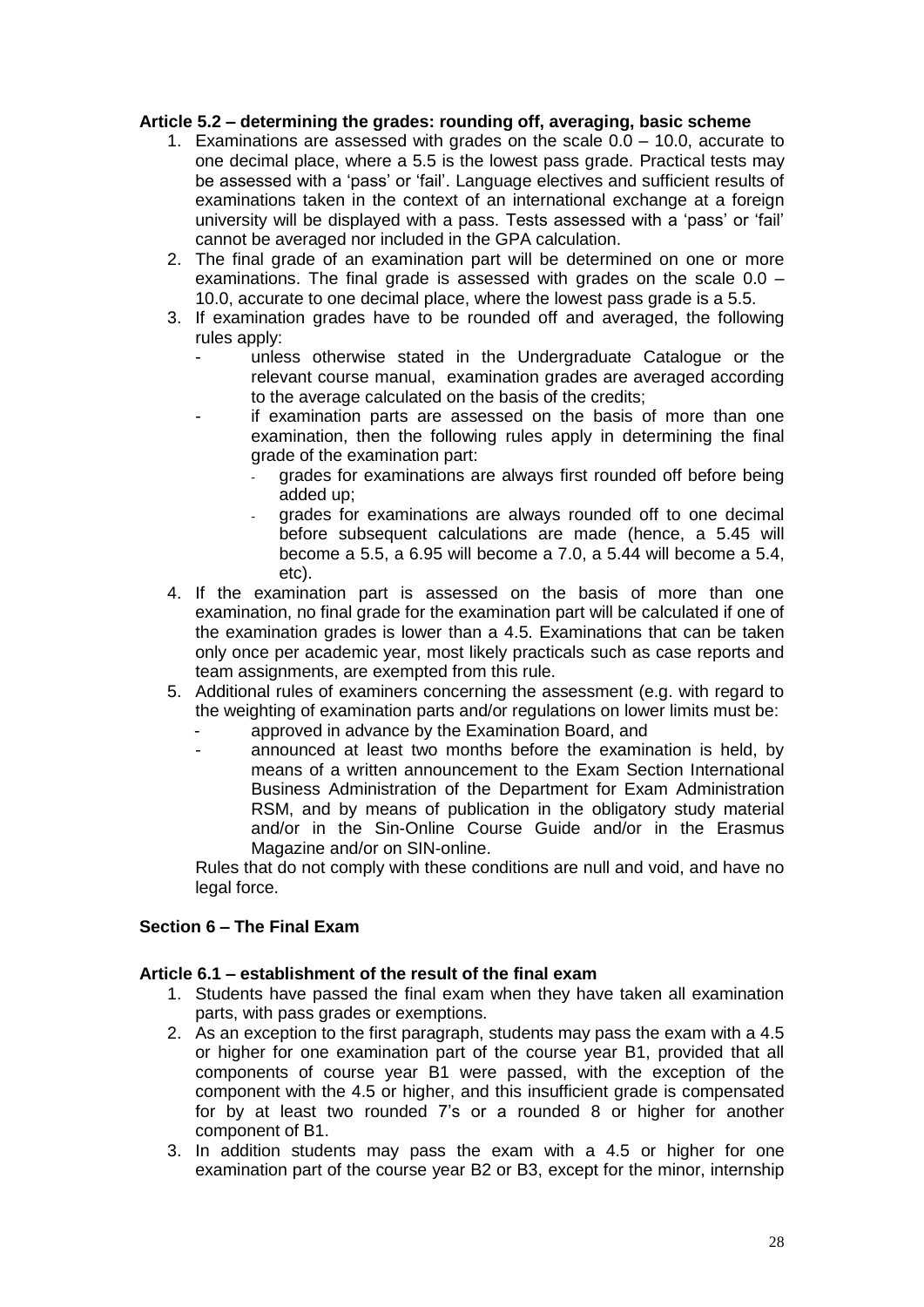### Article 5.2 – determining the grades: rounding off, averaging, basic scheme

1. Examinations are assessed with grades on the scale 0.0 – 10.0, accurate to one decimal place, where a 5.5 is the lowest pass grade. Practical tests may be assessed with a 'pass' or 'fail'. Language electives and sufficient results of examinations taken in the context of an international exchange at a foreign university will be displayed with a pass. Tests assessed with a 'pass' or 'fail' cannot be averaged nor included in the GPA calculation.
2. The final grade of an examination part will be determined on one or more examinations. The final grade is assessed with grades on the scale 0.0 – 10.0, accurate to one decimal place, where the lowest pass grade is a 5.5.
3. If examination grades have to be rounded off and averaged, the following rules apply:
   - unless otherwise stated in the Undergraduate Catalogue or the relevant course manual, examination grades are averaged according to the average calculated on the basis of the credits;
   - if examination parts are assessed on the basis of more than one examination, then the following rules apply in determining the final grade of the examination part:
     - grades for examinations are always first rounded off before being added up;
     - grades for examinations are always rounded off to one decimal before subsequent calculations are made (hence, a 5.45 will become a 5.5, a 6.95 will become a 7.0, a 5.44 will become a 5.4, etc).
4. If the examination part is assessed on the basis of more than one examination, no final grade for the examination part will be calculated if one of the examination grades is lower than a 4.5. Examinations that can be taken only once per academic year, most likely practicals such as case reports and team assignments, are exempted from this rule.
5. Additional rules of examiners concerning the assessment (e.g. with regard to the weighting of examination parts and/or regulations on lower limits must be:
   - approved in advance by the Examination Board, and
   - announced at least two months before the examination is held, by means of a written announcement to the Exam Section International Business Administration of the Department for Exam Administration RSM, and by means of publication in the obligatory study material and/or in the Sin-Online Course Guide and/or in the Erasmus Magazine and/or on SIN-online.

   Rules that do not comply with these conditions are null and void, and have no legal force.

## Section 6 – The Final Exam

### Article 6.1 – establishment of the result of the final exam

1. Students have passed the final exam when they have taken all examination parts, with pass grades or exemptions.
2. As an exception to the first paragraph, students may pass the exam with a 4.5 or higher for one examination part of the course year B1, provided that all components of course year B1 were passed, with the exception of the component with the 4.5 or higher, and this insufficient grade is compensated for by at least two rounded 7's or a rounded 8 or higher for another component of B1.
3. In addition students may pass the exam with a 4.5 or higher for one examination part of the course year B2 or B3, except for the minor, internship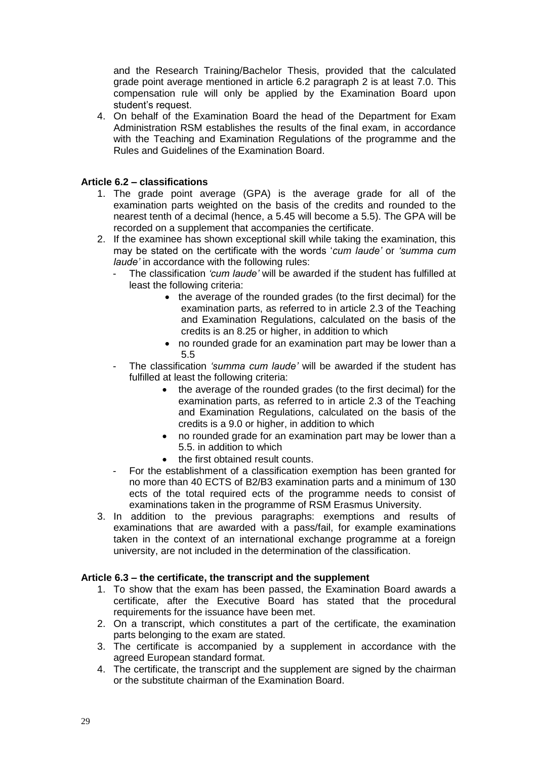and the Research Training/Bachelor Thesis, provided that the calculated grade point average mentioned in article 6.2 paragraph 2 is at least 7.0. This compensation rule will only be applied by the Examination Board upon student's request.

4. On behalf of the Examination Board the head of the Department for Exam Administration RSM establishes the results of the final exam, in accordance with the Teaching and Examination Regulations of the programme and the Rules and Guidelines of the Examination Board.

**Article 6.2 – classifications**

1. The grade point average (GPA) is the average grade for all of the examination parts weighted on the basis of the credits and rounded to the nearest tenth of a decimal (hence, a 5.45 will become a 5.5). The GPA will be recorded on a supplement that accompanies the certificate.
2. If the examinee has shown exceptional skill while taking the examination, this may be stated on the certificate with the words '*cum laude'* or *'summa cum laude'* in accordance with the following rules:
   - The classification *'cum laude'* will be awarded if the student has fulfilled at least the following criteria:
     - the average of the rounded grades (to the first decimal) for the examination parts, as referred to in article 2.3 of the Teaching and Examination Regulations, calculated on the basis of the credits is an 8.25 or higher, in addition to which
     - no rounded grade for an examination part may be lower than a 5.5
   - The classification *'summa cum laude'* will be awarded if the student has fulfilled at least the following criteria:
     - the average of the rounded grades (to the first decimal) for the examination parts, as referred to in article 2.3 of the Teaching and Examination Regulations, calculated on the basis of the credits is a 9.0 or higher, in addition to which
     - no rounded grade for an examination part may be lower than a 5.5. in addition to which
     - the first obtained result counts.
   - For the establishment of a classification exemption has been granted for no more than 40 ECTS of B2/B3 examination parts and a minimum of 130 ects of the total required ects of the programme needs to consist of examinations taken in the programme of RSM Erasmus University.
3. In addition to the previous paragraphs: exemptions and results of examinations that are awarded with a pass/fail, for example examinations taken in the context of an international exchange programme at a foreign university, are not included in the determination of the classification.

**Article 6.3 – the certificate, the transcript and the supplement**

1. To show that the exam has been passed, the Examination Board awards a certificate, after the Executive Board has stated that the procedural requirements for the issuance have been met.
2. On a transcript, which constitutes a part of the certificate, the examination parts belonging to the exam are stated.
3. The certificate is accompanied by a supplement in accordance with the agreed European standard format.
4. The certificate, the transcript and the supplement are signed by the chairman or the substitute chairman of the Examination Board.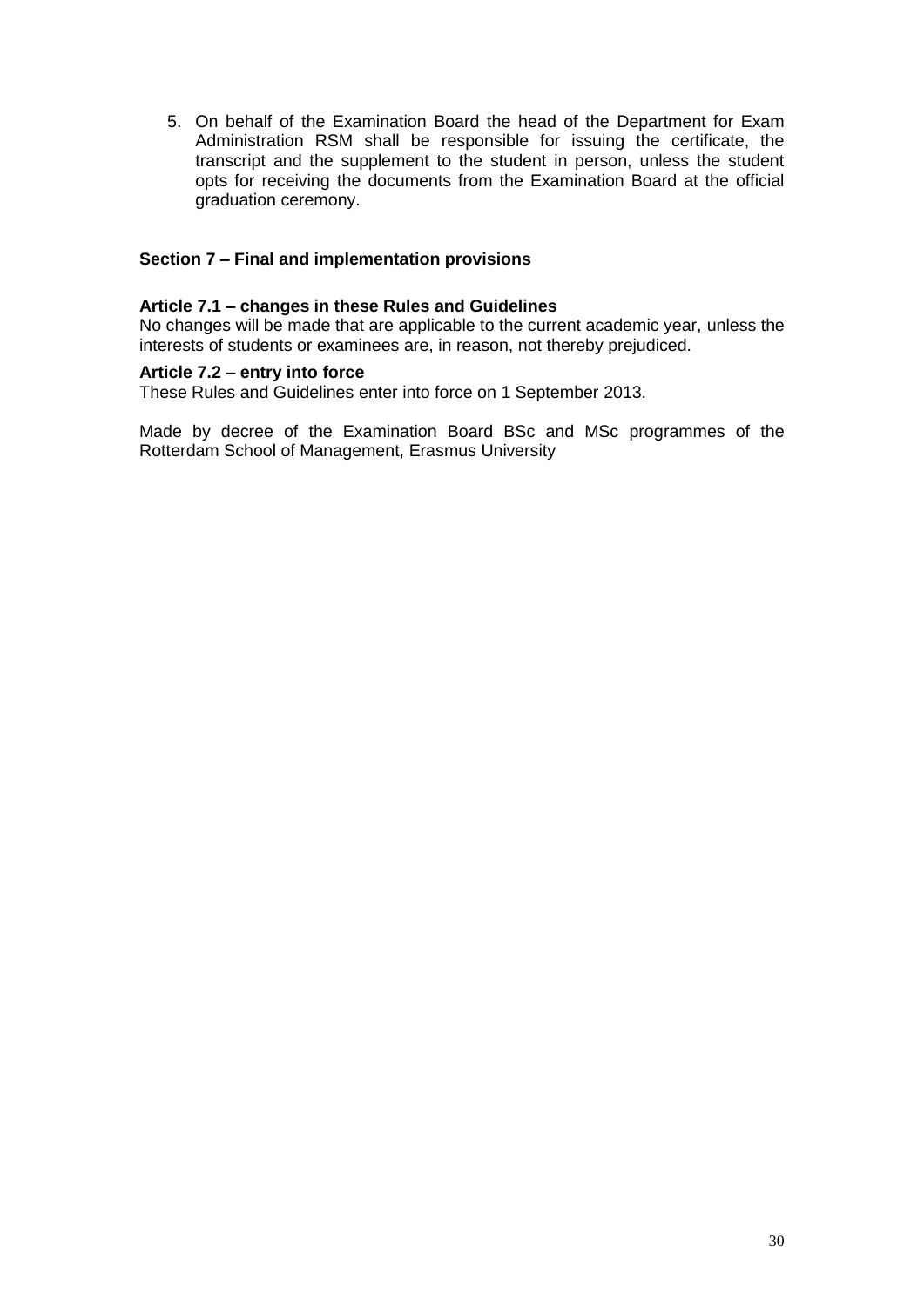5. On behalf of the Examination Board the head of the Department for Exam Administration RSM shall be responsible for issuing the certificate, the transcript and the supplement to the student in person, unless the student opts for receiving the documents from the Examination Board at the official graduation ceremony.

## Section 7 – Final and implementation provisions

### Article 7.1 – changes in these Rules and Guidelines

No changes will be made that are applicable to the current academic year, unless the interests of students or examinees are, in reason, not thereby prejudiced.

### Article 7.2 – entry into force

These Rules and Guidelines enter into force on 1 September 2013.

Made by decree of the Examination Board BSc and MSc programmes of the Rotterdam School of Management, Erasmus University